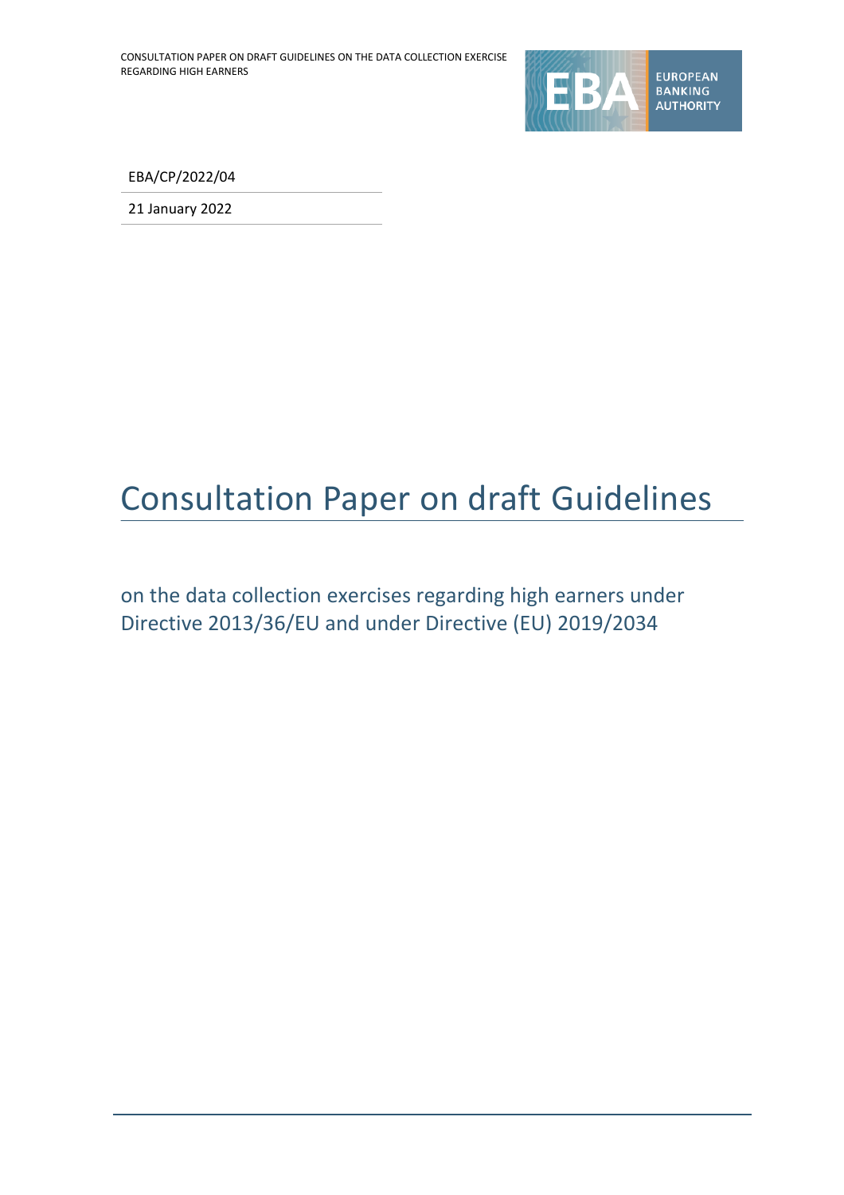EBA/CP/2022/04

21 January 2022

# Consultation Paper on draft Guidelines

## on the data collection exercises regarding high earners under Directive 2013/36/EU and under Directive (EU) 2019/2034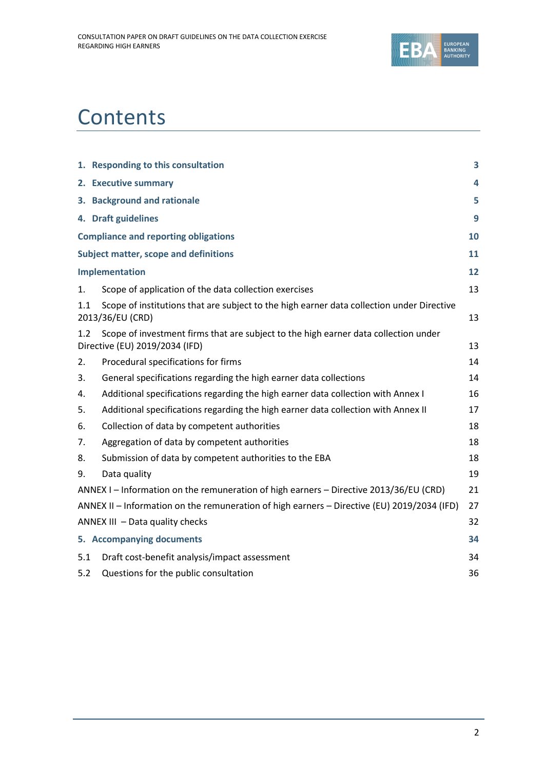# Contents

| | |
|---|---|
| **1. Responding to this consultation** | **3** |
| **2. Executive summary** | **4** |
| **3. Background and rationale** | **5** |
| **4. Draft guidelines** | **9** |
| **Compliance and reporting obligations** | **10** |
| **Subject matter, scope and definitions** | **11** |
| **Implementation** | **12** |
| 1. Scope of application of the data collection exercises | 13 |
| 1.1 Scope of institutions that are subject to the high earner data collection under Directive 2013/36/EU (CRD) | 13 |
| 1.2 Scope of investment firms that are subject to the high earner data collection under Directive (EU) 2019/2034 (IFD) | 13 |
| 2. Procedural specifications for firms | 14 |
| 3. General specifications regarding the high earner data collections | 14 |
| 4. Additional specifications regarding the high earner data collection with Annex I | 16 |
| 5. Additional specifications regarding the high earner data collection with Annex II | 17 |
| 6. Collection of data by competent authorities | 18 |
| 7. Aggregation of data by competent authorities | 18 |
| 8. Submission of data by competent authorities to the EBA | 18 |
| 9. Data quality | 19 |
| ANNEX I – Information on the remuneration of high earners – Directive 2013/36/EU (CRD) | 21 |
| ANNEX II – Information on the remuneration of high earners – Directive (EU) 2019/2034 (IFD) | 27 |
| ANNEX III – Data quality checks | 32 |
| **5. Accompanying documents** | **34** |
| 5.1 Draft cost-benefit analysis/impact assessment | 34 |
| 5.2 Questions for the public consultation | 36 |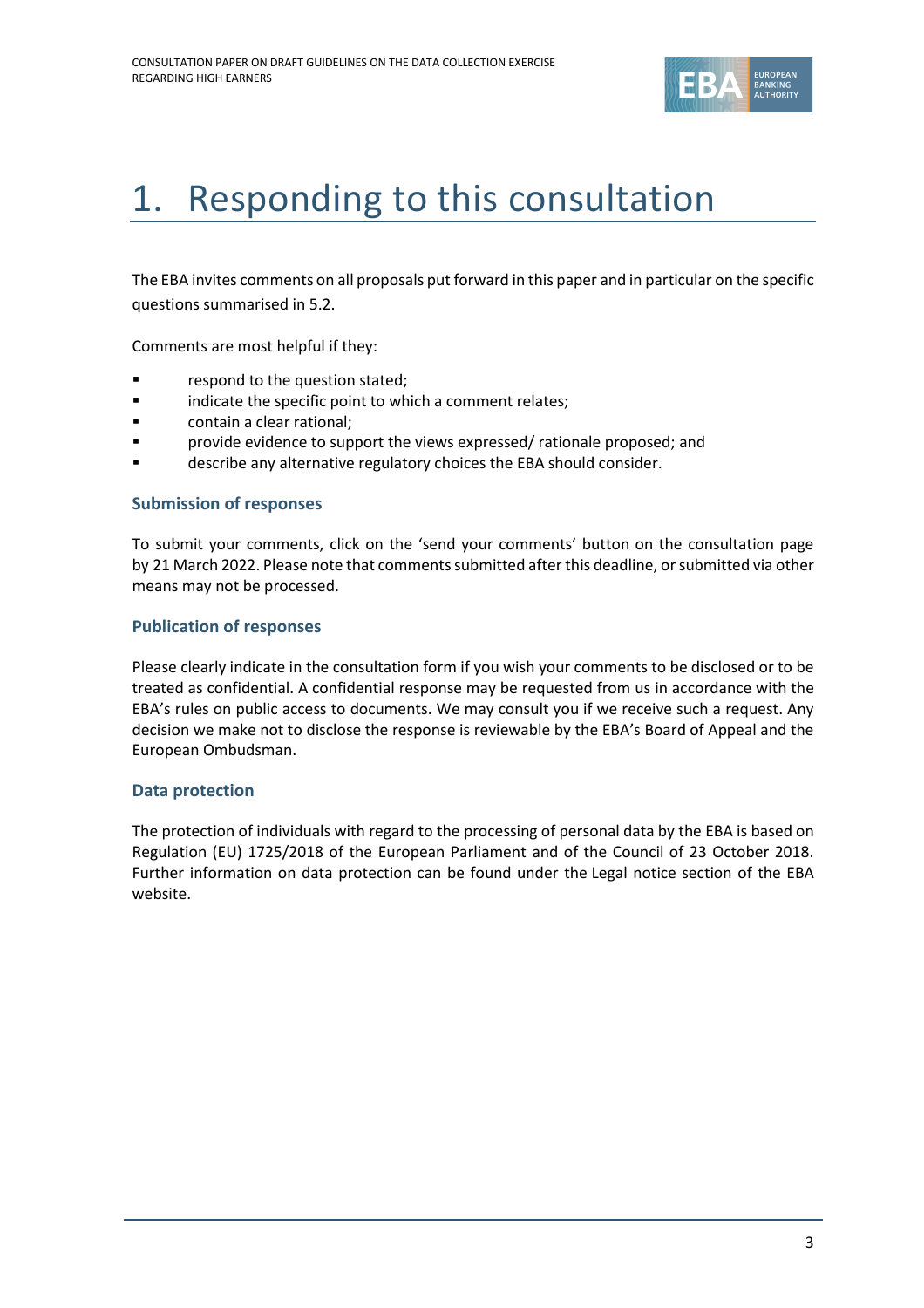# 1. Responding to this consultation

The EBA invites comments on all proposals put forward in this paper and in particular on the specific questions summarised in 5.2.

Comments are most helpful if they:

- respond to the question stated;
- indicate the specific point to which a comment relates;
- contain a clear rational;
- provide evidence to support the views expressed/ rationale proposed; and
- describe any alternative regulatory choices the EBA should consider.

### Submission of responses

To submit your comments, click on the 'send your comments' button on the consultation page by 21 March 2022. Please note that comments submitted after this deadline, or submitted via other means may not be processed.

### Publication of responses

Please clearly indicate in the consultation form if you wish your comments to be disclosed or to be treated as confidential. A confidential response may be requested from us in accordance with the EBA's rules on public access to documents. We may consult you if we receive such a request. Any decision we make not to disclose the response is reviewable by the EBA's Board of Appeal and the European Ombudsman.

### Data protection

The protection of individuals with regard to the processing of personal data by the EBA is based on Regulation (EU) 1725/2018 of the European Parliament and of the Council of 23 October 2018. Further information on data protection can be found under the Legal notice section of the EBA website.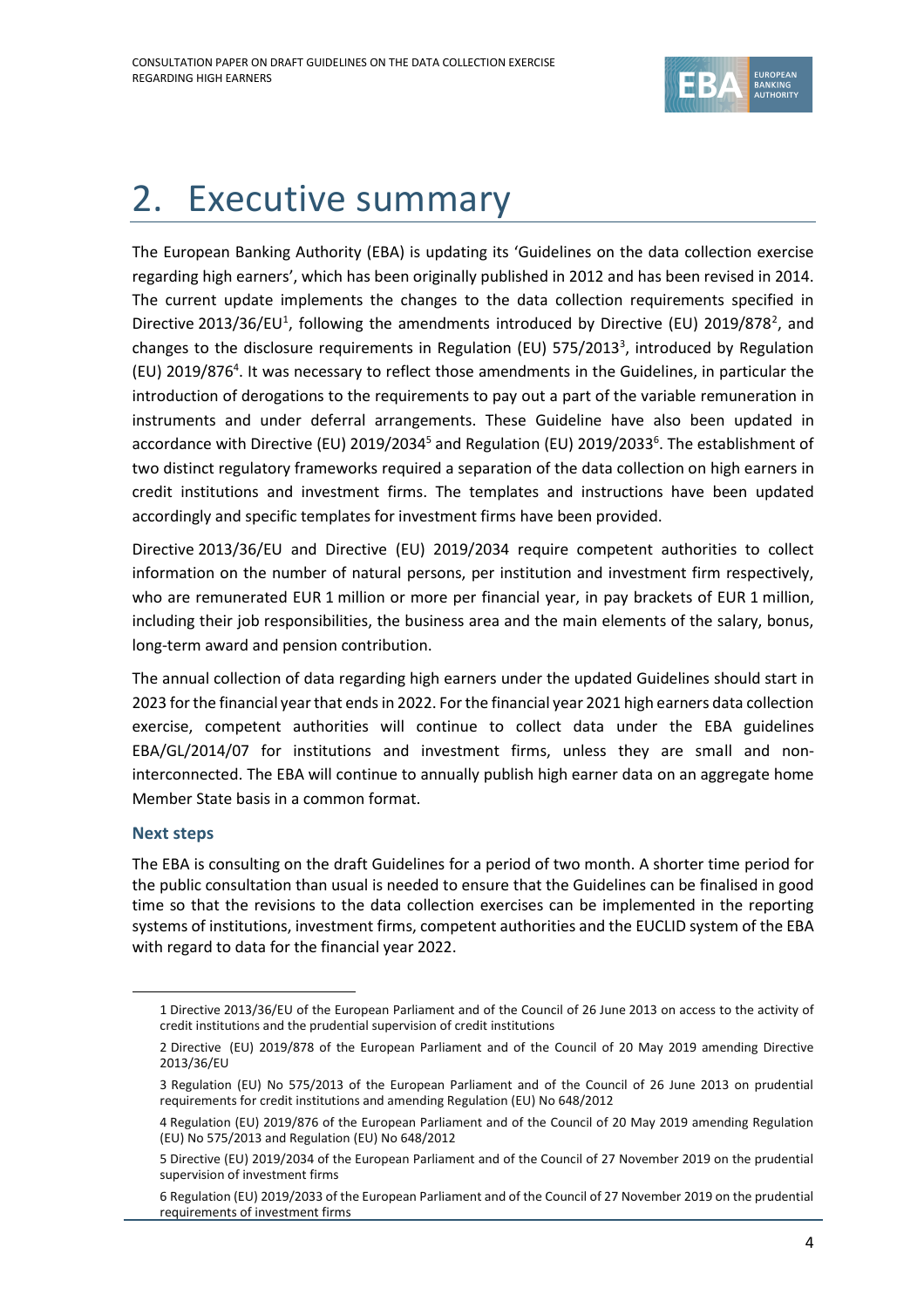# 2. Executive summary

The European Banking Authority (EBA) is updating its 'Guidelines on the data collection exercise regarding high earners', which has been originally published in 2012 and has been revised in 2014. The current update implements the changes to the data collection requirements specified in Directive 2013/36/EU[1], following the amendments introduced by Directive (EU) 2019/878[2], and changes to the disclosure requirements in Regulation (EU) 575/2013[3], introduced by Regulation (EU) 2019/876[4]. It was necessary to reflect those amendments in the Guidelines, in particular the introduction of derogations to the requirements to pay out a part of the variable remuneration in instruments and under deferral arrangements. These Guideline have also been updated in accordance with Directive (EU) 2019/2034[5] and Regulation (EU) 2019/2033[6]. The establishment of two distinct regulatory frameworks required a separation of the data collection on high earners in credit institutions and investment firms. The templates and instructions have been updated accordingly and specific templates for investment firms have been provided.

Directive 2013/36/EU and Directive (EU) 2019/2034 require competent authorities to collect information on the number of natural persons, per institution and investment firm respectively, who are remunerated EUR 1 million or more per financial year, in pay brackets of EUR 1 million, including their job responsibilities, the business area and the main elements of the salary, bonus, long-term award and pension contribution.

The annual collection of data regarding high earners under the updated Guidelines should start in 2023 for the financial year that ends in 2022. For the financial year 2021 high earners data collection exercise, competent authorities will continue to collect data under the EBA guidelines EBA/GL/2014/07 for institutions and investment firms, unless they are small and non-interconnected. The EBA will continue to annually publish high earner data on an aggregate home Member State basis in a common format.

### Next steps

The EBA is consulting on the draft Guidelines for a period of two month. A shorter time period for the public consultation than usual is needed to ensure that the Guidelines can be finalised in good time so that the revisions to the data collection exercises can be implemented in the reporting systems of institutions, investment firms, competent authorities and the EUCLID system of the EBA with regard to data for the financial year 2022.

---

1 Directive 2013/36/EU of the European Parliament and of the Council of 26 June 2013 on access to the activity of credit institutions and the prudential supervision of credit institutions

2 Directive (EU) 2019/878 of the European Parliament and of the Council of 20 May 2019 amending Directive 2013/36/EU

3 Regulation (EU) No 575/2013 of the European Parliament and of the Council of 26 June 2013 on prudential requirements for credit institutions and amending Regulation (EU) No 648/2012

4 Regulation (EU) 2019/876 of the European Parliament and of the Council of 20 May 2019 amending Regulation (EU) No 575/2013 and Regulation (EU) No 648/2012

5 Directive (EU) 2019/2034 of the European Parliament and of the Council of 27 November 2019 on the prudential supervision of investment firms

6 Regulation (EU) 2019/2033 of the European Parliament and of the Council of 27 November 2019 on the prudential requirements of investment firms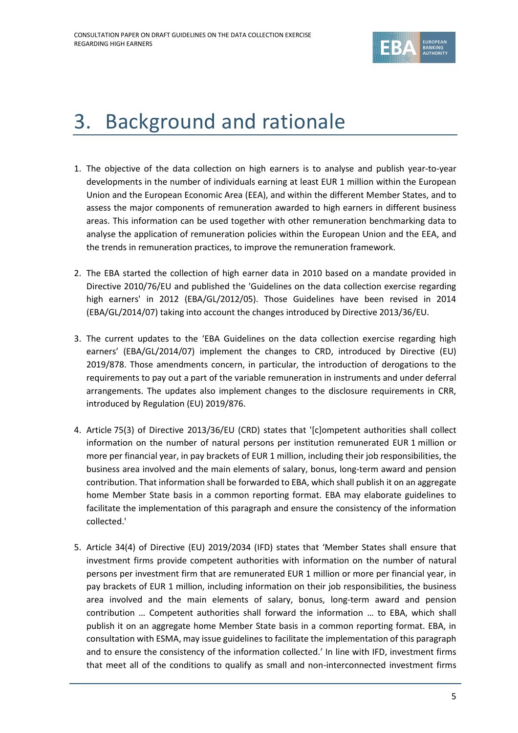# 3. Background and rationale

1. The objective of the data collection on high earners is to analyse and publish year-to-year developments in the number of individuals earning at least EUR 1 million within the European Union and the European Economic Area (EEA), and within the different Member States, and to assess the major components of remuneration awarded to high earners in different business areas. This information can be used together with other remuneration benchmarking data to analyse the application of remuneration policies within the European Union and the EEA, and the trends in remuneration practices, to improve the remuneration framework.

2. The EBA started the collection of high earner data in 2010 based on a mandate provided in Directive 2010/76/EU and published the 'Guidelines on the data collection exercise regarding high earners' in 2012 (EBA/GL/2012/05). Those Guidelines have been revised in 2014 (EBA/GL/2014/07) taking into account the changes introduced by Directive 2013/36/EU.

3. The current updates to the 'EBA Guidelines on the data collection exercise regarding high earners' (EBA/GL/2014/07) implement the changes to CRD, introduced by Directive (EU) 2019/878. Those amendments concern, in particular, the introduction of derogations to the requirements to pay out a part of the variable remuneration in instruments and under deferral arrangements. The updates also implement changes to the disclosure requirements in CRR, introduced by Regulation (EU) 2019/876.

4. Article 75(3) of Directive 2013/36/EU (CRD) states that '[c]ompetent authorities shall collect information on the number of natural persons per institution remunerated EUR 1 million or more per financial year, in pay brackets of EUR 1 million, including their job responsibilities, the business area involved and the main elements of salary, bonus, long-term award and pension contribution. That information shall be forwarded to EBA, which shall publish it on an aggregate home Member State basis in a common reporting format. EBA may elaborate guidelines to facilitate the implementation of this paragraph and ensure the consistency of the information collected.'

5. Article 34(4) of Directive (EU) 2019/2034 (IFD) states that 'Member States shall ensure that investment firms provide competent authorities with information on the number of natural persons per investment firm that are remunerated EUR 1 million or more per financial year, in pay brackets of EUR 1 million, including information on their job responsibilities, the business area involved and the main elements of salary, bonus, long-term award and pension contribution … Competent authorities shall forward the information … to EBA, which shall publish it on an aggregate home Member State basis in a common reporting format. EBA, in consultation with ESMA, may issue guidelines to facilitate the implementation of this paragraph and to ensure the consistency of the information collected.' In line with IFD, investment firms that meet all of the conditions to qualify as small and non-interconnected investment firms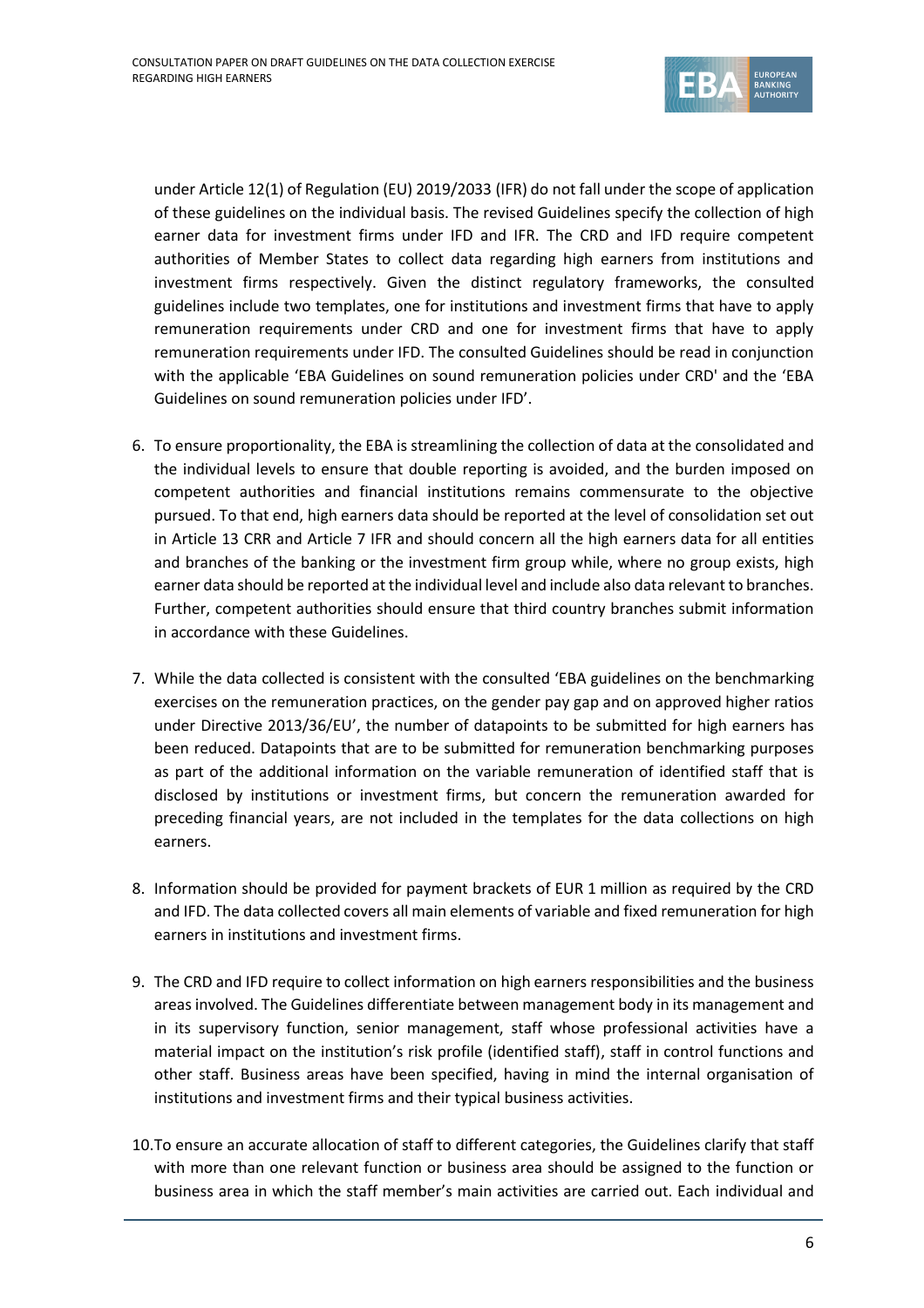under Article 12(1) of Regulation (EU) 2019/2033 (IFR) do not fall under the scope of application of these guidelines on the individual basis. The revised Guidelines specify the collection of high earner data for investment firms under IFD and IFR. The CRD and IFD require competent authorities of Member States to collect data regarding high earners from institutions and investment firms respectively. Given the distinct regulatory frameworks, the consulted guidelines include two templates, one for institutions and investment firms that have to apply remuneration requirements under CRD and one for investment firms that have to apply remuneration requirements under IFD. The consulted Guidelines should be read in conjunction with the applicable 'EBA Guidelines on sound remuneration policies under CRD' and the 'EBA Guidelines on sound remuneration policies under IFD'.

6. To ensure proportionality, the EBA is streamlining the collection of data at the consolidated and the individual levels to ensure that double reporting is avoided, and the burden imposed on competent authorities and financial institutions remains commensurate to the objective pursued. To that end, high earners data should be reported at the level of consolidation set out in Article 13 CRR and Article 7 IFR and should concern all the high earners data for all entities and branches of the banking or the investment firm group while, where no group exists, high earner data should be reported at the individual level and include also data relevant to branches. Further, competent authorities should ensure that third country branches submit information in accordance with these Guidelines.

7. While the data collected is consistent with the consulted 'EBA guidelines on the benchmarking exercises on the remuneration practices, on the gender pay gap and on approved higher ratios under Directive 2013/36/EU', the number of datapoints to be submitted for high earners has been reduced. Datapoints that are to be submitted for remuneration benchmarking purposes as part of the additional information on the variable remuneration of identified staff that is disclosed by institutions or investment firms, but concern the remuneration awarded for preceding financial years, are not included in the templates for the data collections on high earners.

8. Information should be provided for payment brackets of EUR 1 million as required by the CRD and IFD. The data collected covers all main elements of variable and fixed remuneration for high earners in institutions and investment firms.

9. The CRD and IFD require to collect information on high earners responsibilities and the business areas involved. The Guidelines differentiate between management body in its management and in its supervisory function, senior management, staff whose professional activities have a material impact on the institution's risk profile (identified staff), staff in control functions and other staff. Business areas have been specified, having in mind the internal organisation of institutions and investment firms and their typical business activities.

10. To ensure an accurate allocation of staff to different categories, the Guidelines clarify that staff with more than one relevant function or business area should be assigned to the function or business area in which the staff member's main activities are carried out. Each individual and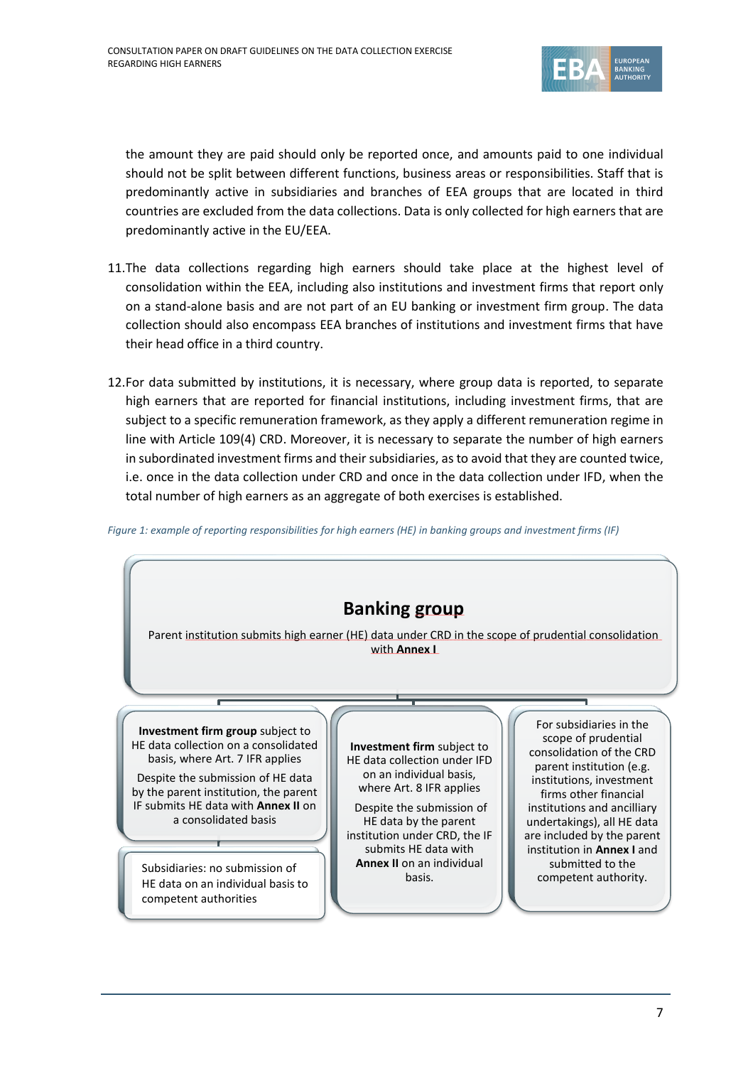the amount they are paid should only be reported once, and amounts paid to one individual should not be split between different functions, business areas or responsibilities. Staff that is predominantly active in subsidiaries and branches of EEA groups that are located in third countries are excluded from the data collections. Data is only collected for high earners that are predominantly active in the EU/EEA.

11. The data collections regarding high earners should take place at the highest level of consolidation within the EEA, including also institutions and investment firms that report only on a stand-alone basis and are not part of an EU banking or investment firm group. The data collection should also encompass EEA branches of institutions and investment firms that have their head office in a third country.

12. For data submitted by institutions, it is necessary, where group data is reported, to separate high earners that are reported for financial institutions, including investment firms, that are subject to a specific remuneration framework, as they apply a different remuneration regime in line with Article 109(4) CRD. Moreover, it is necessary to separate the number of high earners in subordinated investment firms and their subsidiaries, as to avoid that they are counted twice, i.e. once in the data collection under CRD and once in the data collection under IFD, when the total number of high earners as an aggregate of both exercises is established.

*Figure 1: example of reporting responsibilities for high earners (HE) in banking groups and investment firms (IF)*

**Banking group**

Parent institution submits high earner (HE) data under CRD in the scope of prudential consolidation with **Annex I**

**Investment firm group** subject to HE data collection on a consolidated basis, where Art. 7 IFR applies

Despite the submission of HE data by the parent institution, the parent IF submits HE data with **Annex II** on a consolidated basis

Subsidiaries: no submission of HE data on an individual basis to competent authorities

**Investment firm** subject to HE data collection under IFD on an individual basis, where Art. 8 IFR applies

Despite the submission of HE data by the parent institution under CRD, the IF submits HE data with **Annex II** on an individual basis.

For subsidiaries in the scope of prudential consolidation of the CRD parent institution (e.g. institutions, investment firms other financial institutions and ancilliary undertakings), all HE data are included by the parent institution in **Annex I** and submitted to the competent authority.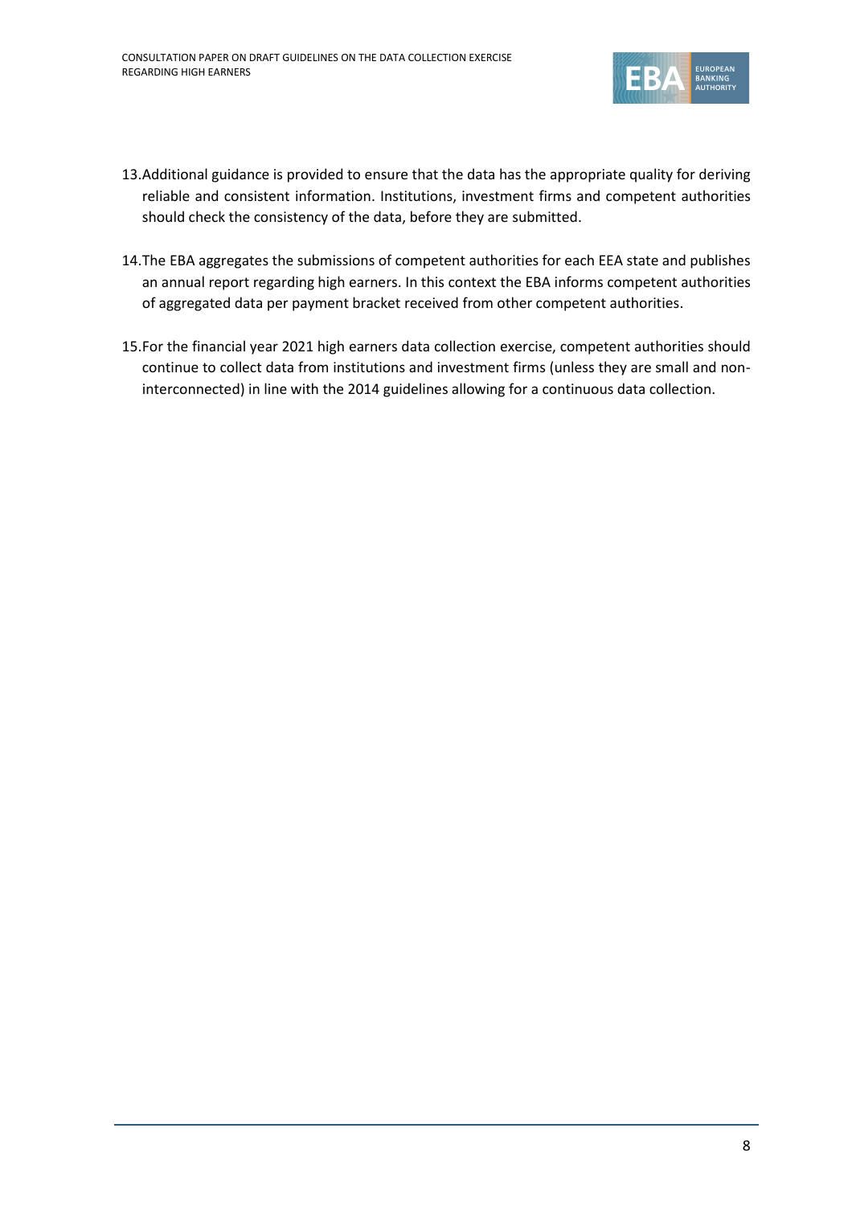13. Additional guidance is provided to ensure that the data has the appropriate quality for deriving reliable and consistent information. Institutions, investment firms and competent authorities should check the consistency of the data, before they are submitted.

14. The EBA aggregates the submissions of competent authorities for each EEA state and publishes an annual report regarding high earners. In this context the EBA informs competent authorities of aggregated data per payment bracket received from other competent authorities.

15. For the financial year 2021 high earners data collection exercise, competent authorities should continue to collect data from institutions and investment firms (unless they are small and non-interconnected) in line with the 2014 guidelines allowing for a continuous data collection.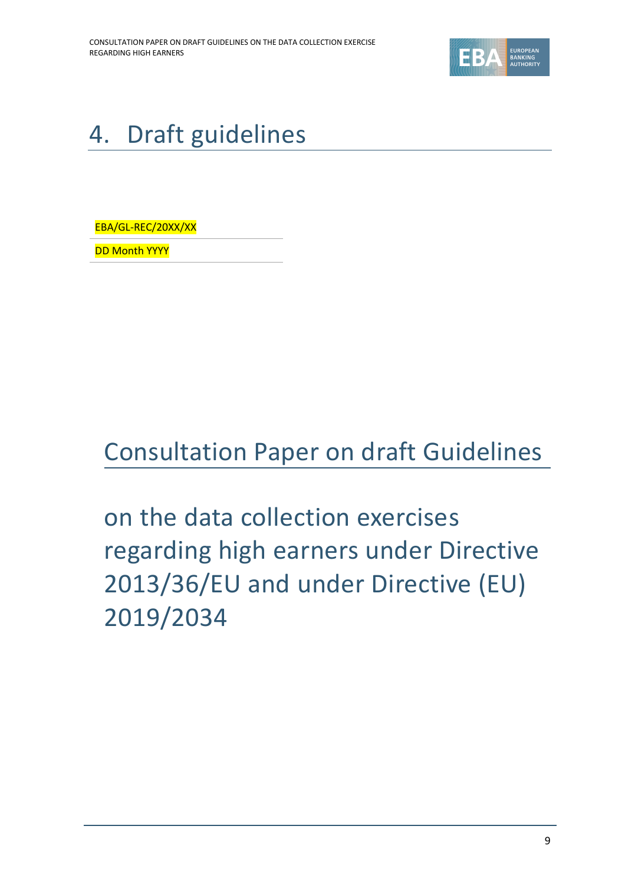# 4. Draft guidelines

EBA/GL-REC/20XX/XX

DD Month YYYY

## Consultation Paper on draft Guidelines

## on the data collection exercises regarding high earners under Directive 2013/36/EU and under Directive (EU) 2019/2034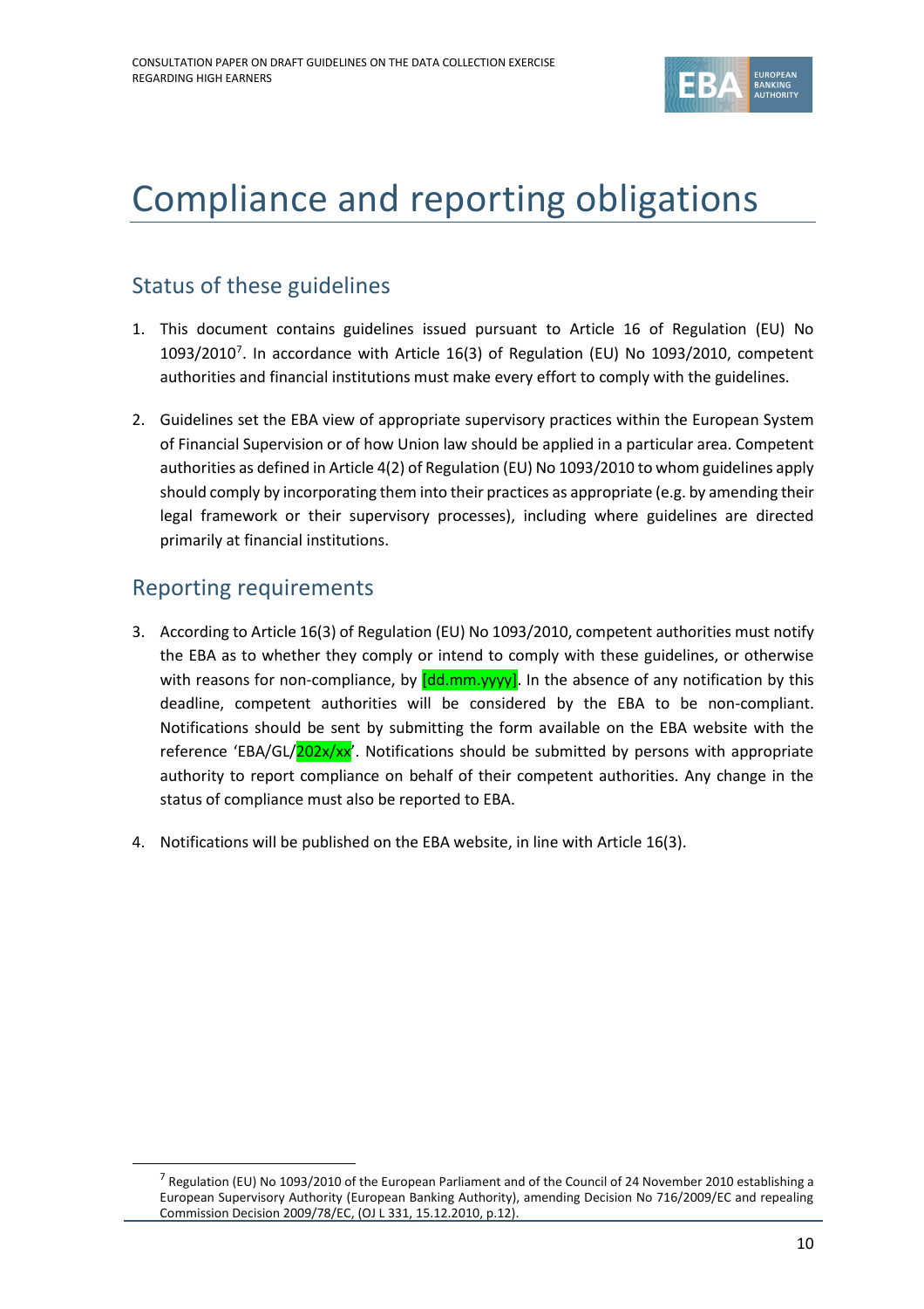# Compliance and reporting obligations

## Status of these guidelines

1. This document contains guidelines issued pursuant to Article 16 of Regulation (EU) No 1093/2010[7]. In accordance with Article 16(3) of Regulation (EU) No 1093/2010, competent authorities and financial institutions must make every effort to comply with the guidelines.

2. Guidelines set the EBA view of appropriate supervisory practices within the European System of Financial Supervision or of how Union law should be applied in a particular area. Competent authorities as defined in Article 4(2) of Regulation (EU) No 1093/2010 to whom guidelines apply should comply by incorporating them into their practices as appropriate (e.g. by amending their legal framework or their supervisory processes), including where guidelines are directed primarily at financial institutions.

## Reporting requirements

3. According to Article 16(3) of Regulation (EU) No 1093/2010, competent authorities must notify the EBA as to whether they comply or intend to comply with these guidelines, or otherwise with reasons for non-compliance, by [dd.mm.yyyy]. In the absence of any notification by this deadline, competent authorities will be considered by the EBA to be non-compliant. Notifications should be sent by submitting the form available on the EBA website with the reference 'EBA/GL/202x/xx'. Notifications should be submitted by persons with appropriate authority to report compliance on behalf of their competent authorities. Any change in the status of compliance must also be reported to EBA.

4. Notifications will be published on the EBA website, in line with Article 16(3).

[7] Regulation (EU) No 1093/2010 of the European Parliament and of the Council of 24 November 2010 establishing a European Supervisory Authority (European Banking Authority), amending Decision No 716/2009/EC and repealing Commission Decision 2009/78/EC, (OJ L 331, 15.12.2010, p.12).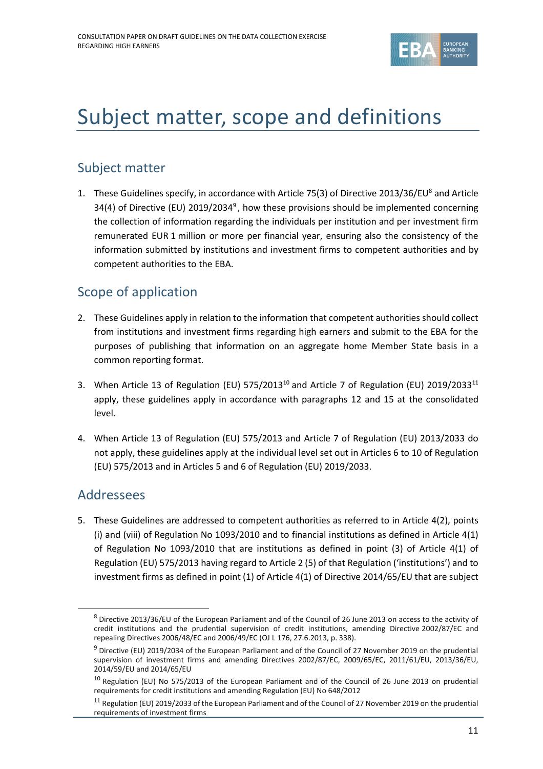# Subject matter, scope and definitions

## Subject matter

1. These Guidelines specify, in accordance with Article 75(3) of Directive 2013/36/EU[8] and Article 34(4) of Directive (EU) 2019/2034[9], how these provisions should be implemented concerning the collection of information regarding the individuals per institution and per investment firm remunerated EUR 1 million or more per financial year, ensuring also the consistency of the information submitted by institutions and investment firms to competent authorities and by competent authorities to the EBA.

## Scope of application

2. These Guidelines apply in relation to the information that competent authorities should collect from institutions and investment firms regarding high earners and submit to the EBA for the purposes of publishing that information on an aggregate home Member State basis in a common reporting format.

3. When Article 13 of Regulation (EU) 575/2013[10] and Article 7 of Regulation (EU) 2019/2033[11] apply, these guidelines apply in accordance with paragraphs 12 and 15 at the consolidated level.

4. When Article 13 of Regulation (EU) 575/2013 and Article 7 of Regulation (EU) 2013/2033 do not apply, these guidelines apply at the individual level set out in Articles 6 to 10 of Regulation (EU) 575/2013 and in Articles 5 and 6 of Regulation (EU) 2019/2033.

## Addressees

5. These Guidelines are addressed to competent authorities as referred to in Article 4(2), points (i) and (viii) of Regulation No 1093/2010 and to financial institutions as defined in Article 4(1) of Regulation No 1093/2010 that are institutions as defined in point (3) of Article 4(1) of Regulation (EU) 575/2013 having regard to Article 2 (5) of that Regulation ('institutions') and to investment firms as defined in point (1) of Article 4(1) of Directive 2014/65/EU that are subject

---

[8] Directive 2013/36/EU of the European Parliament and of the Council of 26 June 2013 on access to the activity of credit institutions and the prudential supervision of credit institutions, amending Directive 2002/87/EC and repealing Directives 2006/48/EC and 2006/49/EC (OJ L 176, 27.6.2013, p. 338).

[9] Directive (EU) 2019/2034 of the European Parliament and of the Council of 27 November 2019 on the prudential supervision of investment firms and amending Directives 2002/87/EC, 2009/65/EC, 2011/61/EU, 2013/36/EU, 2014/59/EU and 2014/65/EU

[10] Regulation (EU) No 575/2013 of the European Parliament and of the Council of 26 June 2013 on prudential requirements for credit institutions and amending Regulation (EU) No 648/2012

[11] Regulation (EU) 2019/2033 of the European Parliament and of the Council of 27 November 2019 on the prudential requirements of investment firms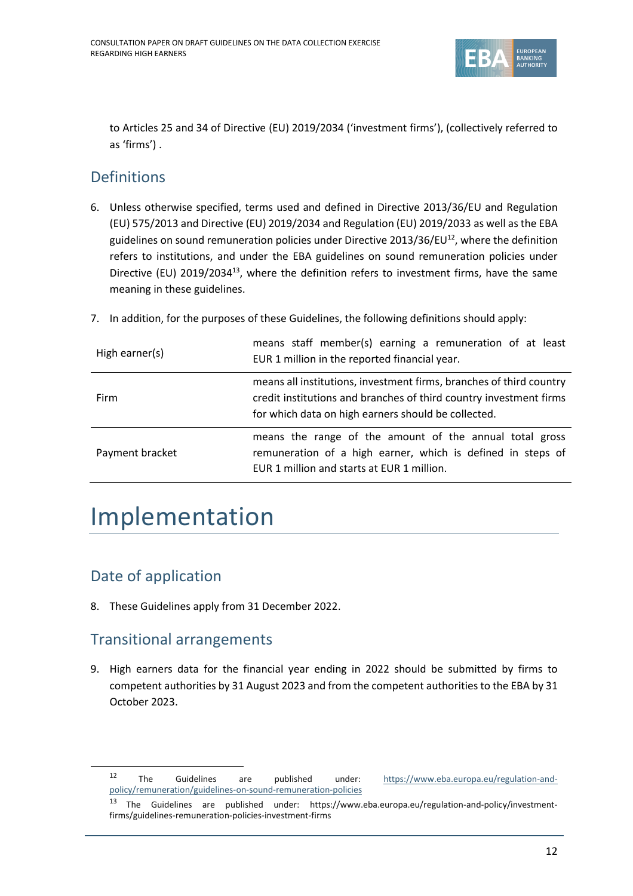to Articles 25 and 34 of Directive (EU) 2019/2034 ('investment firms'), (collectively referred to as 'firms') .

## Definitions

6. Unless otherwise specified, terms used and defined in Directive 2013/36/EU and Regulation (EU) 575/2013 and Directive (EU) 2019/2034 and Regulation (EU) 2019/2033 as well as the EBA guidelines on sound remuneration policies under Directive 2013/36/EU[12], where the definition refers to institutions, and under the EBA guidelines on sound remuneration policies under Directive (EU) 2019/2034[13], where the definition refers to investment firms, have the same meaning in these guidelines.

7. In addition, for the purposes of these Guidelines, the following definitions should apply:

| | |
|---|---|
| High earner(s) | means staff member(s) earning a remuneration of at least EUR 1 million in the reported financial year. |
| Firm | means all institutions, investment firms, branches of third country credit institutions and branches of third country investment firms for which data on high earners should be collected. |
| Payment bracket | means the range of the amount of the annual total gross remuneration of a high earner, which is defined in steps of EUR 1 million and starts at EUR 1 million. |

# Implementation

## Date of application

8. These Guidelines apply from 31 December 2022.

## Transitional arrangements

9. High earners data for the financial year ending in 2022 should be submitted by firms to competent authorities by 31 August 2023 and from the competent authorities to the EBA by 31 October 2023.

---

[12] The Guidelines are published under: https://www.eba.europa.eu/regulation-and-policy/remuneration/guidelines-on-sound-remuneration-policies

[13] The Guidelines are published under: https://www.eba.europa.eu/regulation-and-policy/investment-firms/guidelines-remuneration-policies-investment-firms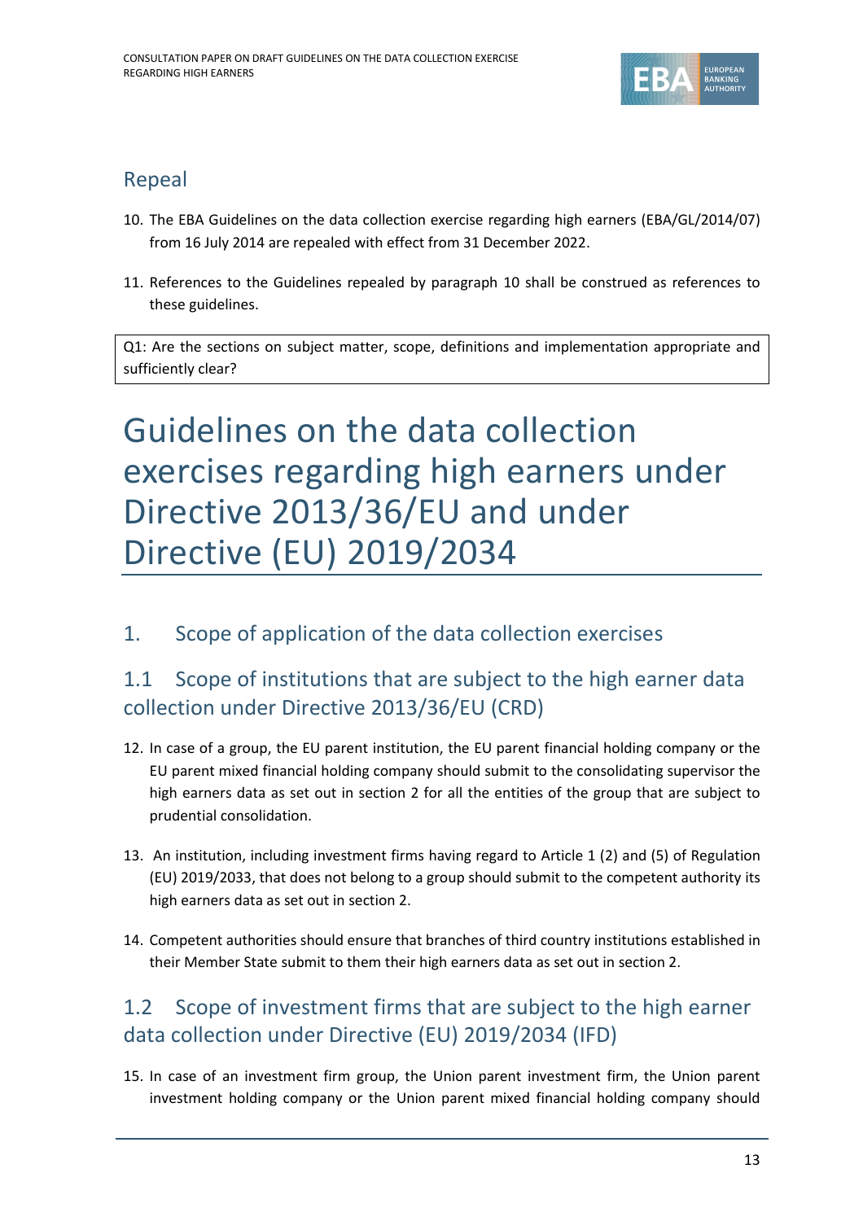## Repeal

10. The EBA Guidelines on the data collection exercise regarding high earners (EBA/GL/2014/07) from 16 July 2014 are repealed with effect from 31 December 2022.

11. References to the Guidelines repealed by paragraph 10 shall be construed as references to these guidelines.

Q1: Are the sections on subject matter, scope, definitions and implementation appropriate and sufficiently clear?

# Guidelines on the data collection exercises regarding high earners under Directive 2013/36/EU and under Directive (EU) 2019/2034

## 1. Scope of application of the data collection exercises

### 1.1 Scope of institutions that are subject to the high earner data collection under Directive 2013/36/EU (CRD)

12. In case of a group, the EU parent institution, the EU parent financial holding company or the EU parent mixed financial holding company should submit to the consolidating supervisor the high earners data as set out in section 2 for all the entities of the group that are subject to prudential consolidation.

13. An institution, including investment firms having regard to Article 1 (2) and (5) of Regulation (EU) 2019/2033, that does not belong to a group should submit to the competent authority its high earners data as set out in section 2.

14. Competent authorities should ensure that branches of third country institutions established in their Member State submit to them their high earners data as set out in section 2.

### 1.2 Scope of investment firms that are subject to the high earner data collection under Directive (EU) 2019/2034 (IFD)

15. In case of an investment firm group, the Union parent investment firm, the Union parent investment holding company or the Union parent mixed financial holding company should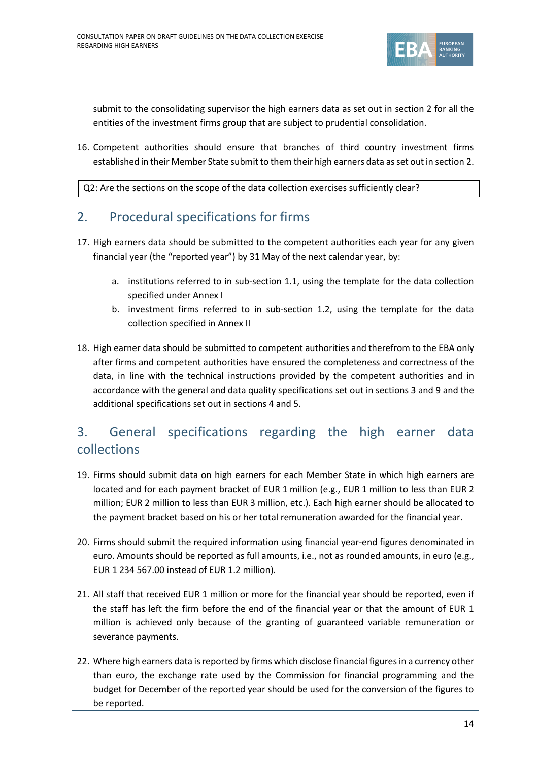submit to the consolidating supervisor the high earners data as set out in section 2 for all the entities of the investment firms group that are subject to prudential consolidation.

16. Competent authorities should ensure that branches of third country investment firms established in their Member State submit to them their high earners data as set out in section 2.

| Q2: Are the sections on the scope of the data collection exercises sufficiently clear? |
|---|

## 2. Procedural specifications for firms

17. High earners data should be submitted to the competent authorities each year for any given financial year (the "reported year") by 31 May of the next calendar year, by:

    a. institutions referred to in sub-section 1.1, using the template for the data collection specified under Annex I

    b. investment firms referred to in sub-section 1.2, using the template for the data collection specified in Annex II

18. High earner data should be submitted to competent authorities and therefrom to the EBA only after firms and competent authorities have ensured the completeness and correctness of the data, in line with the technical instructions provided by the competent authorities and in accordance with the general and data quality specifications set out in sections 3 and 9 and the additional specifications set out in sections 4 and 5.

## 3. General specifications regarding the high earner data collections

19. Firms should submit data on high earners for each Member State in which high earners are located and for each payment bracket of EUR 1 million (e.g., EUR 1 million to less than EUR 2 million; EUR 2 million to less than EUR 3 million, etc.). Each high earner should be allocated to the payment bracket based on his or her total remuneration awarded for the financial year.

20. Firms should submit the required information using financial year-end figures denominated in euro. Amounts should be reported as full amounts, i.e., not as rounded amounts, in euro (e.g., EUR 1 234 567.00 instead of EUR 1.2 million).

21. All staff that received EUR 1 million or more for the financial year should be reported, even if the staff has left the firm before the end of the financial year or that the amount of EUR 1 million is achieved only because of the granting of guaranteed variable remuneration or severance payments.

22. Where high earners data is reported by firms which disclose financial figures in a currency other than euro, the exchange rate used by the Commission for financial programming and the budget for December of the reported year should be used for the conversion of the figures to be reported.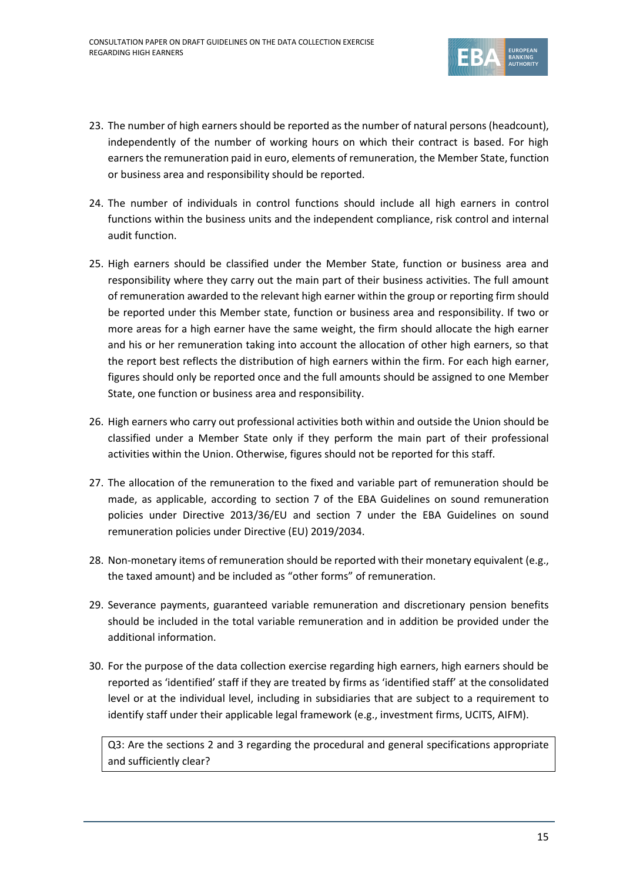23. The number of high earners should be reported as the number of natural persons (headcount), independently of the number of working hours on which their contract is based. For high earners the remuneration paid in euro, elements of remuneration, the Member State, function or business area and responsibility should be reported.

24. The number of individuals in control functions should include all high earners in control functions within the business units and the independent compliance, risk control and internal audit function.

25. High earners should be classified under the Member State, function or business area and responsibility where they carry out the main part of their business activities. The full amount of remuneration awarded to the relevant high earner within the group or reporting firm should be reported under this Member state, function or business area and responsibility. If two or more areas for a high earner have the same weight, the firm should allocate the high earner and his or her remuneration taking into account the allocation of other high earners, so that the report best reflects the distribution of high earners within the firm. For each high earner, figures should only be reported once and the full amounts should be assigned to one Member State, one function or business area and responsibility.

26. High earners who carry out professional activities both within and outside the Union should be classified under a Member State only if they perform the main part of their professional activities within the Union. Otherwise, figures should not be reported for this staff.

27. The allocation of the remuneration to the fixed and variable part of remuneration should be made, as applicable, according to section 7 of the EBA Guidelines on sound remuneration policies under Directive 2013/36/EU and section 7 under the EBA Guidelines on sound remuneration policies under Directive (EU) 2019/2034.

28. Non-monetary items of remuneration should be reported with their monetary equivalent (e.g., the taxed amount) and be included as "other forms" of remuneration.

29. Severance payments, guaranteed variable remuneration and discretionary pension benefits should be included in the total variable remuneration and in addition be provided under the additional information.

30. For the purpose of the data collection exercise regarding high earners, high earners should be reported as 'identified' staff if they are treated by firms as 'identified staff' at the consolidated level or at the individual level, including in subsidiaries that are subject to a requirement to identify staff under their applicable legal framework (e.g., investment firms, UCITS, AIFM).

| Q3: Are the sections 2 and 3 regarding the procedural and general specifications appropriate and sufficiently clear? |
|---|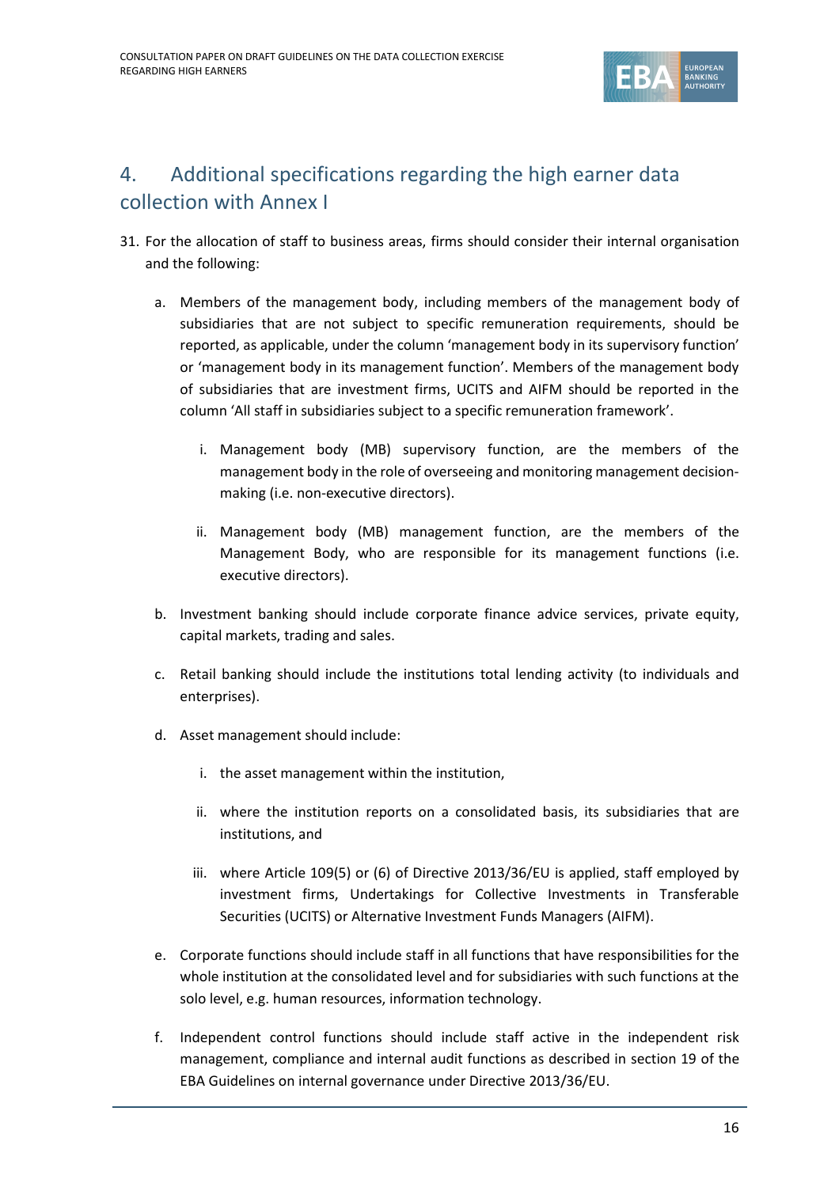# 4. Additional specifications regarding the high earner data collection with Annex I

31. For the allocation of staff to business areas, firms should consider their internal organisation and the following:

    a. Members of the management body, including members of the management body of subsidiaries that are not subject to specific remuneration requirements, should be reported, as applicable, under the column 'management body in its supervisory function' or 'management body in its management function'. Members of the management body of subsidiaries that are investment firms, UCITS and AIFM should be reported in the column 'All staff in subsidiaries subject to a specific remuneration framework'.

       i. Management body (MB) supervisory function, are the members of the management body in the role of overseeing and monitoring management decision-making (i.e. non-executive directors).

       ii. Management body (MB) management function, are the members of the Management Body, who are responsible for its management functions (i.e. executive directors).

    b. Investment banking should include corporate finance advice services, private equity, capital markets, trading and sales.

    c. Retail banking should include the institutions total lending activity (to individuals and enterprises).

    d. Asset management should include:

       i. the asset management within the institution,

       ii. where the institution reports on a consolidated basis, its subsidiaries that are institutions, and

       iii. where Article 109(5) or (6) of Directive 2013/36/EU is applied, staff employed by investment firms, Undertakings for Collective Investments in Transferable Securities (UCITS) or Alternative Investment Funds Managers (AIFM).

    e. Corporate functions should include staff in all functions that have responsibilities for the whole institution at the consolidated level and for subsidiaries with such functions at the solo level, e.g. human resources, information technology.

    f. Independent control functions should include staff active in the independent risk management, compliance and internal audit functions as described in section 19 of the EBA Guidelines on internal governance under Directive 2013/36/EU.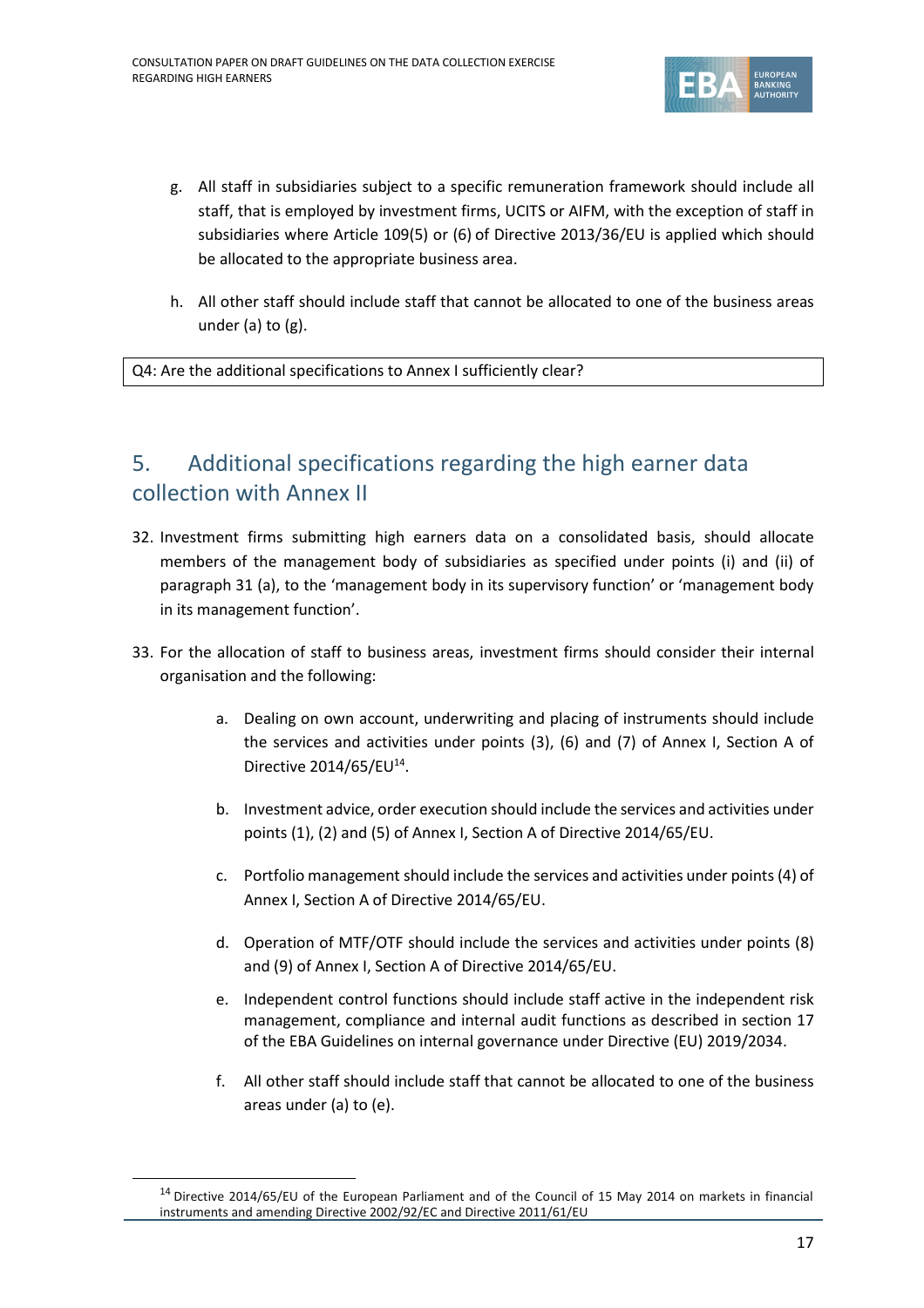g. All staff in subsidiaries subject to a specific remuneration framework should include all staff, that is employed by investment firms, UCITS or AIFM, with the exception of staff in subsidiaries where Article 109(5) or (6) of Directive 2013/36/EU is applied which should be allocated to the appropriate business area.

h. All other staff should include staff that cannot be allocated to one of the business areas under (a) to (g).

Q4: Are the additional specifications to Annex I sufficiently clear?

## 5. Additional specifications regarding the high earner data collection with Annex II

32. Investment firms submitting high earners data on a consolidated basis, should allocate members of the management body of subsidiaries as specified under points (i) and (ii) of paragraph 31 (a), to the 'management body in its supervisory function' or 'management body in its management function'.

33. For the allocation of staff to business areas, investment firms should consider their internal organisation and the following:

   a. Dealing on own account, underwriting and placing of instruments should include the services and activities under points (3), (6) and (7) of Annex I, Section A of Directive 2014/65/EU[14].

   b. Investment advice, order execution should include the services and activities under points (1), (2) and (5) of Annex I, Section A of Directive 2014/65/EU.

   c. Portfolio management should include the services and activities under points (4) of Annex I, Section A of Directive 2014/65/EU.

   d. Operation of MTF/OTF should include the services and activities under points (8) and (9) of Annex I, Section A of Directive 2014/65/EU.

   e. Independent control functions should include staff active in the independent risk management, compliance and internal audit functions as described in section 17 of the EBA Guidelines on internal governance under Directive (EU) 2019/2034.

   f. All other staff should include staff that cannot be allocated to one of the business areas under (a) to (e).

[14] Directive 2014/65/EU of the European Parliament and of the Council of 15 May 2014 on markets in financial instruments and amending Directive 2002/92/EC and Directive 2011/61/EU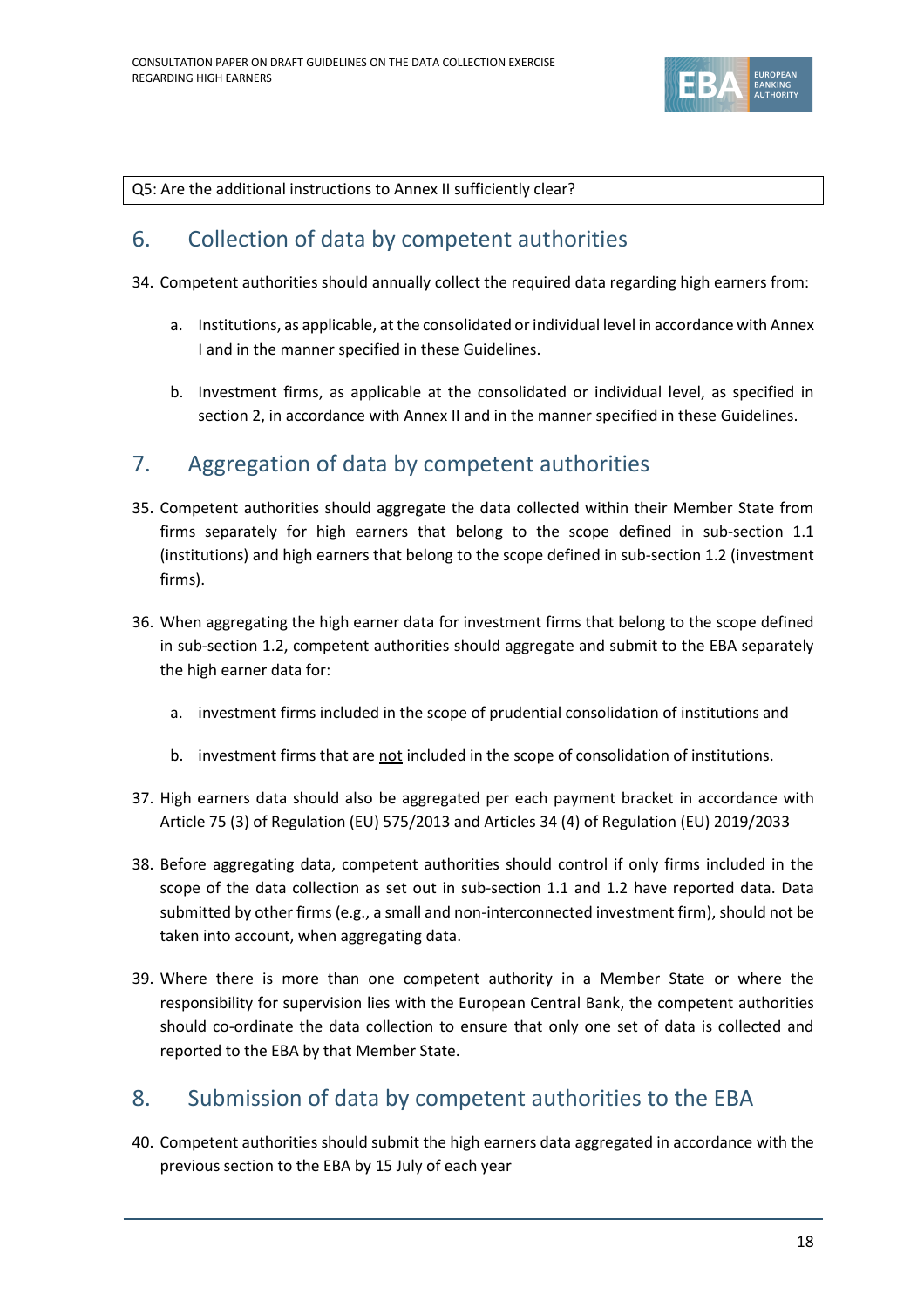Q5: Are the additional instructions to Annex II sufficiently clear?

## 6. Collection of data by competent authorities

34. Competent authorities should annually collect the required data regarding high earners from:

    a. Institutions, as applicable, at the consolidated or individual level in accordance with Annex I and in the manner specified in these Guidelines.

    b. Investment firms, as applicable at the consolidated or individual level, as specified in section 2, in accordance with Annex II and in the manner specified in these Guidelines.

## 7. Aggregation of data by competent authorities

35. Competent authorities should aggregate the data collected within their Member State from firms separately for high earners that belong to the scope defined in sub-section 1.1 (institutions) and high earners that belong to the scope defined in sub-section 1.2 (investment firms).

36. When aggregating the high earner data for investment firms that belong to the scope defined in sub-section 1.2, competent authorities should aggregate and submit to the EBA separately the high earner data for:

    a. investment firms included in the scope of prudential consolidation of institutions and

    b. investment firms that are <u>not</u> included in the scope of consolidation of institutions.

37. High earners data should also be aggregated per each payment bracket in accordance with Article 75 (3) of Regulation (EU) 575/2013 and Articles 34 (4) of Regulation (EU) 2019/2033

38. Before aggregating data, competent authorities should control if only firms included in the scope of the data collection as set out in sub-section 1.1 and 1.2 have reported data. Data submitted by other firms (e.g., a small and non-interconnected investment firm), should not be taken into account, when aggregating data.

39. Where there is more than one competent authority in a Member State or where the responsibility for supervision lies with the European Central Bank, the competent authorities should co-ordinate the data collection to ensure that only one set of data is collected and reported to the EBA by that Member State.

## 8. Submission of data by competent authorities to the EBA

40. Competent authorities should submit the high earners data aggregated in accordance with the previous section to the EBA by 15 July of each year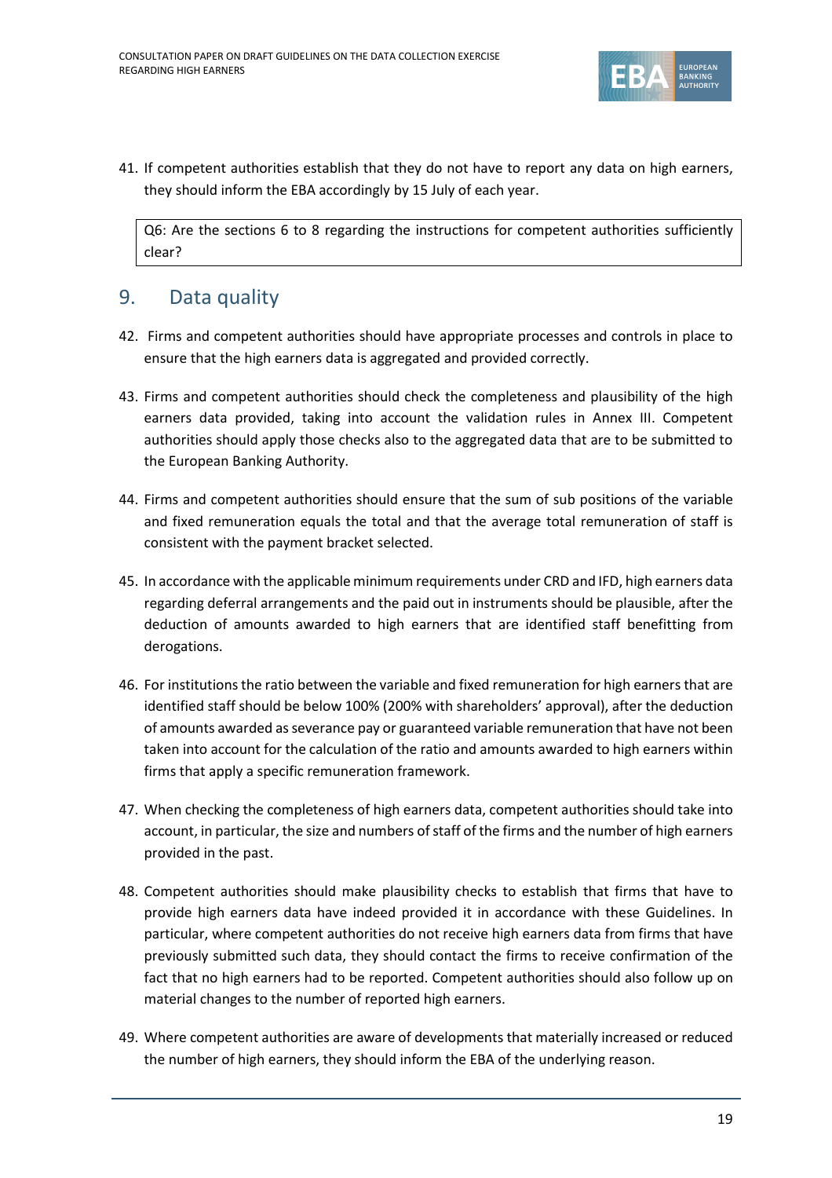41. If competent authorities establish that they do not have to report any data on high earners, they should inform the EBA accordingly by 15 July of each year.

> Q6: Are the sections 6 to 8 regarding the instructions for competent authorities sufficiently clear?

## 9. Data quality

42. Firms and competent authorities should have appropriate processes and controls in place to ensure that the high earners data is aggregated and provided correctly.

43. Firms and competent authorities should check the completeness and plausibility of the high earners data provided, taking into account the validation rules in Annex III. Competent authorities should apply those checks also to the aggregated data that are to be submitted to the European Banking Authority.

44. Firms and competent authorities should ensure that the sum of sub positions of the variable and fixed remuneration equals the total and that the average total remuneration of staff is consistent with the payment bracket selected.

45. In accordance with the applicable minimum requirements under CRD and IFD, high earners data regarding deferral arrangements and the paid out in instruments should be plausible, after the deduction of amounts awarded to high earners that are identified staff benefitting from derogations.

46. For institutions the ratio between the variable and fixed remuneration for high earners that are identified staff should be below 100% (200% with shareholders' approval), after the deduction of amounts awarded as severance pay or guaranteed variable remuneration that have not been taken into account for the calculation of the ratio and amounts awarded to high earners within firms that apply a specific remuneration framework.

47. When checking the completeness of high earners data, competent authorities should take into account, in particular, the size and numbers of staff of the firms and the number of high earners provided in the past.

48. Competent authorities should make plausibility checks to establish that firms that have to provide high earners data have indeed provided it in accordance with these Guidelines. In particular, where competent authorities do not receive high earners data from firms that have previously submitted such data, they should contact the firms to receive confirmation of the fact that no high earners had to be reported. Competent authorities should also follow up on material changes to the number of reported high earners.

49. Where competent authorities are aware of developments that materially increased or reduced the number of high earners, they should inform the EBA of the underlying reason.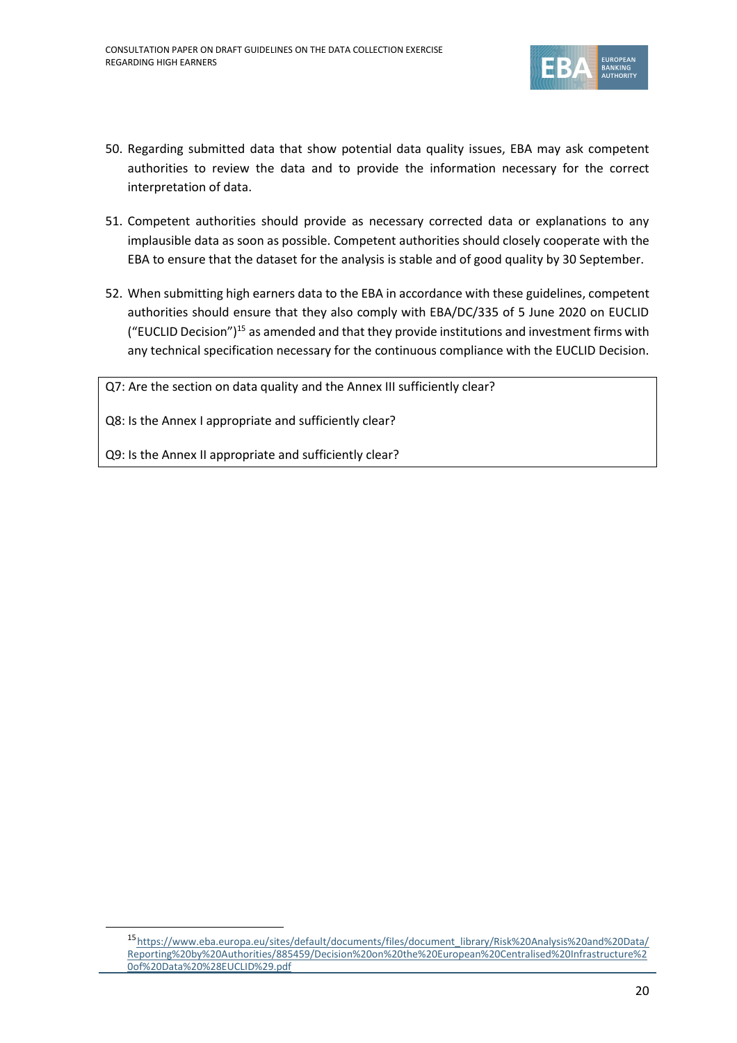50. Regarding submitted data that show potential data quality issues, EBA may ask competent authorities to review the data and to provide the information necessary for the correct interpretation of data.

51. Competent authorities should provide as necessary corrected data or explanations to any implausible data as soon as possible. Competent authorities should closely cooperate with the EBA to ensure that the dataset for the analysis is stable and of good quality by 30 September.

52. When submitting high earners data to the EBA in accordance with these guidelines, competent authorities should ensure that they also comply with EBA/DC/335 of 5 June 2020 on EUCLID ("EUCLID Decision")[15] as amended and that they provide institutions and investment firms with any technical specification necessary for the continuous compliance with the EUCLID Decision.

> Q7: Are the section on data quality and the Annex III sufficiently clear?
>
> Q8: Is the Annex I appropriate and sufficiently clear?
>
> Q9: Is the Annex II appropriate and sufficiently clear?

---

[15] https://www.eba.europa.eu/sites/default/documents/files/document_library/Risk%20Analysis%20and%20Data/Reporting%20by%20Authorities/885459/Decision%20on%20the%20European%20Centralised%20Infrastructure%20of%20Data%20%28EUCLID%29.pdf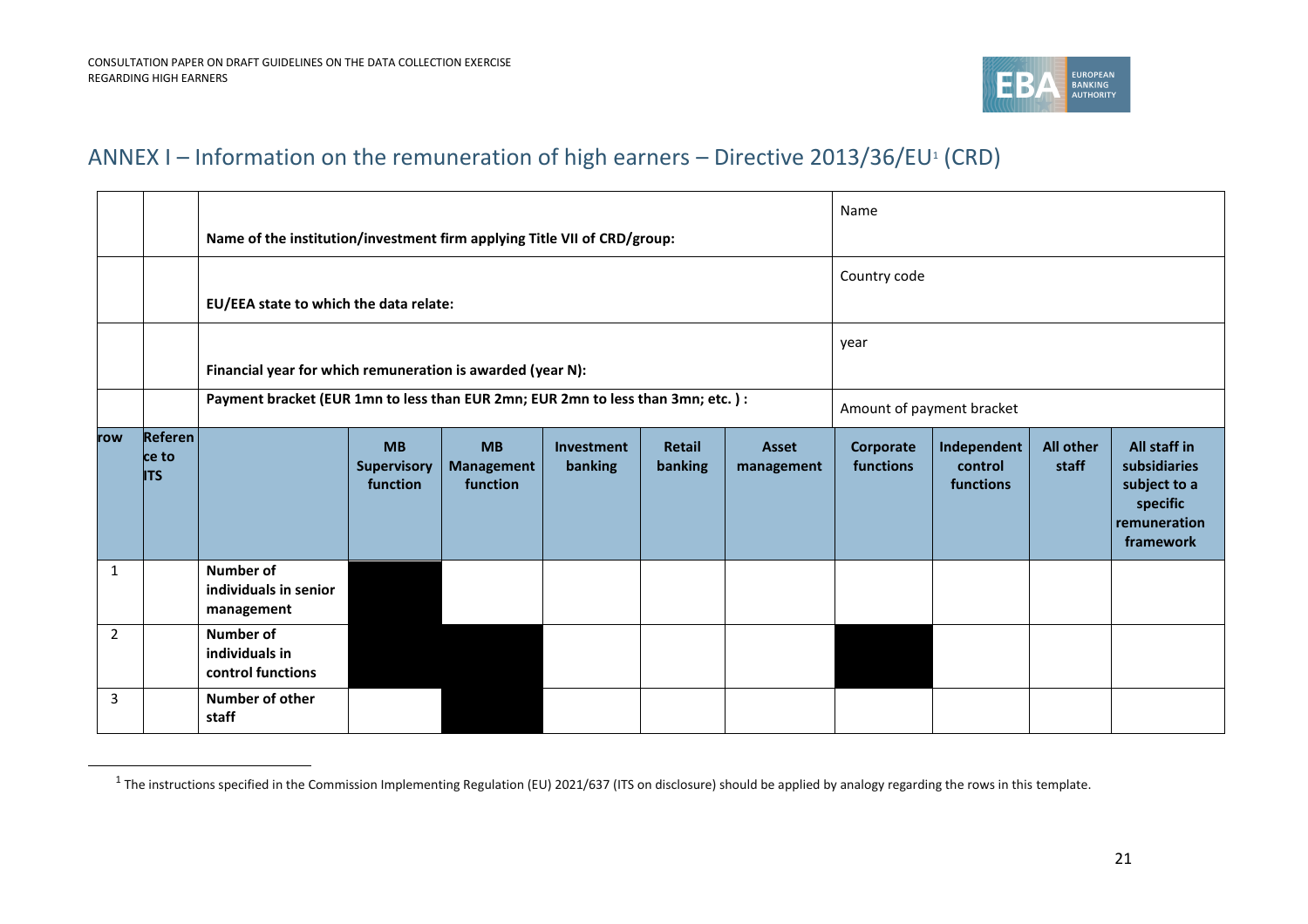## ANNEX I – Information on the remuneration of high earners – Directive 2013/36/EU[1] (CRD)

| | | Name of the institution/investment firm applying Title VII of CRD/group: | | | | | | Name | | | |
|---|---|---|---|---|---|---|---|---|---|---|---|
| | | **EU/EEA state to which the data relate:** | | | | | | Country code | | | |
| | | **Financial year for which remuneration is awarded (year N):** | | | | | | year | | | |
| | | **Payment bracket (EUR 1mn to less than EUR 2mn; EUR 2mn to less than 3mn; etc. ) :** | | | | | | Amount of payment bracket | | | |
| **row** | **Reference to ITS** | | **MB Supervisory function** | **MB Management function** | **Investment banking** | **Retail banking** | **Asset management** | **Corporate functions** | **Independent control functions** | **All other staff** | **All staff in subsidiaries subject to a specific remuneration framework** |
| 1 | | **Number of individuals in senior management** | ■ | | | | | | | | |
| 2 | | **Number of individuals in control functions** | ■ | ■ | | | | ■ | | | |
| 3 | | **Number of other staff** | | ■ | | | | | | | |

[1] The instructions specified in the Commission Implementing Regulation (EU) 2021/637 (ITS on disclosure) should be applied by analogy regarding the rows in this template.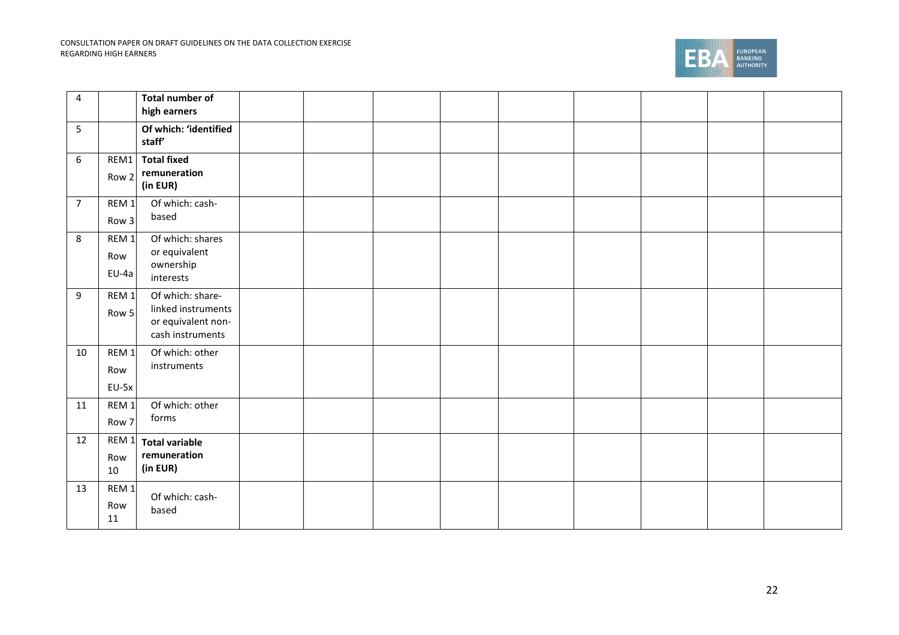| 4 | | **Total number of high earners** | | | | | | | | | |
|---|---|---|---|---|---|---|---|---|---|---|---|
| 5 | | **Of which: 'identified staff'** | | | | | | | | | |
| 6 | REM1 Row 2 | **Total fixed remuneration (in EUR)** | | | | | | | | | |
| 7 | REM 1 Row 3 | Of which: cash-based | | | | | | | | | |
| 8 | REM 1 Row EU-4a | Of which: shares or equivalent ownership interests | | | | | | | | | |
| 9 | REM 1 Row 5 | Of which: share-linked instruments or equivalent non-cash instruments | | | | | | | | | |
| 10 | REM 1 Row EU-5x | Of which: other instruments | | | | | | | | | |
| 11 | REM 1 Row 7 | Of which: other forms | | | | | | | | | |
| 12 | REM 1 Row 10 | **Total variable remuneration (in EUR)** | | | | | | | | | |
| 13 | REM 1 Row 11 | Of which: cash-based | | | | | | | | | |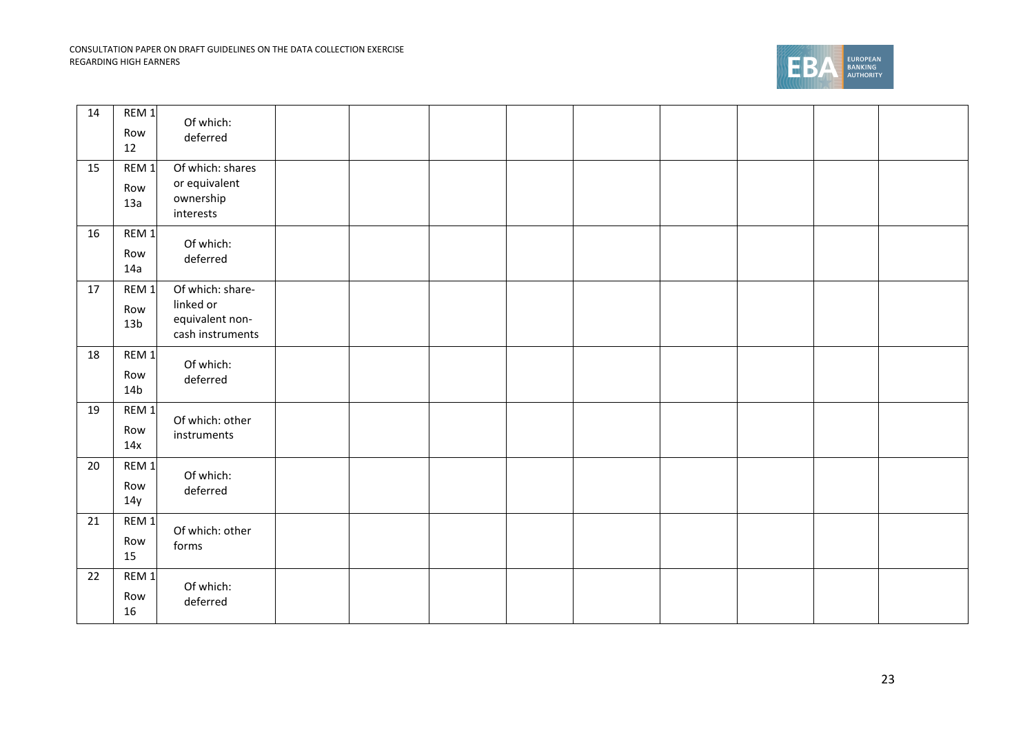| 14 | REM 1 Row 12 | Of which: deferred | | | | | | | | | |
|---|---|---|---|---|---|---|---|---|---|---|---|
| 15 | REM 1 Row 13a | Of which: shares or equivalent ownership interests | | | | | | | | | |
| 16 | REM 1 Row 14a | Of which: deferred | | | | | | | | | |
| 17 | REM 1 Row 13b | Of which: share-linked or equivalent non-cash instruments | | | | | | | | | |
| 18 | REM 1 Row 14b | Of which: deferred | | | | | | | | | |
| 19 | REM 1 Row 14x | Of which: other instruments | | | | | | | | | |
| 20 | REM 1 Row 14y | Of which: deferred | | | | | | | | | |
| 21 | REM 1 Row 15 | Of which: other forms | | | | | | | | | |
| 22 | REM 1 Row 16 | Of which: deferred | | | | | | | | | |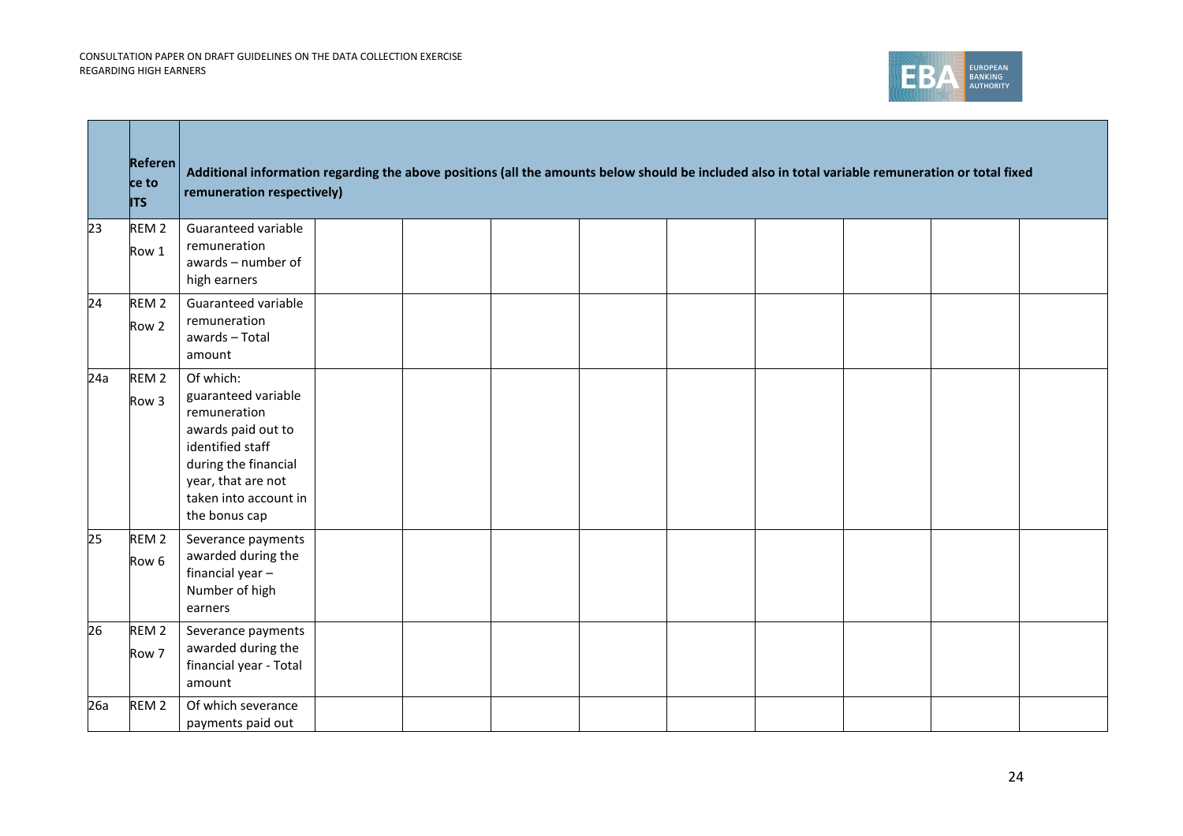| | Reference to ITS | Additional information regarding the above positions (all the amounts below should be included also in total variable remuneration or total fixed remuneration respectively) | | | | | | | | | |
|---|---|---|---|---|---|---|---|---|---|---|---|
| 23 | REM 2 Row 1 | Guaranteed variable remuneration awards – number of high earners | | | | | | | | | |
| 24 | REM 2 Row 2 | Guaranteed variable remuneration awards – Total amount | | | | | | | | | |
| 24a | REM 2 Row 3 | Of which: guaranteed variable remuneration awards paid out to identified staff during the financial year, that are not taken into account in the bonus cap | | | | | | | | | |
| 25 | REM 2 Row 6 | Severance payments awarded during the financial year – Number of high earners | | | | | | | | | |
| 26 | REM 2 Row 7 | Severance payments awarded during the financial year - Total amount | | | | | | | | | |
| 26a | REM 2 | Of which severance payments paid out | | | | | | | | | |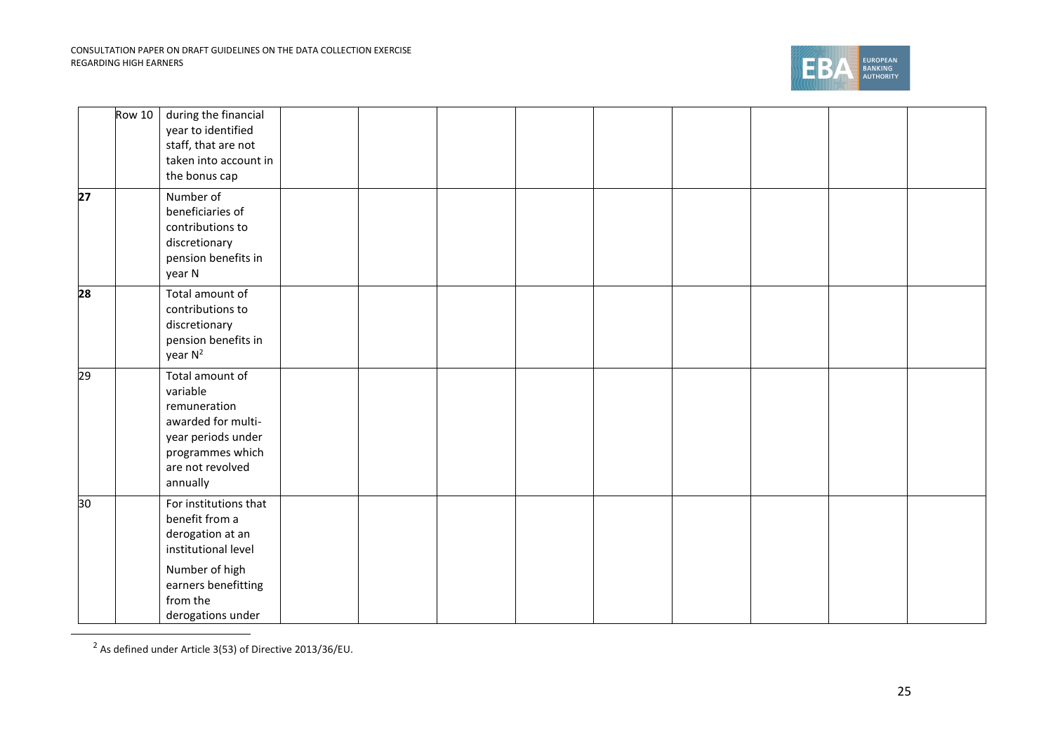| | | | | | | | | | | |
|---|---|---|---|---|---|---|---|---|---|---|
| | Row 10 | during the financial year to identified staff, that are not taken into account in the bonus cap | | | | | | | | |
| **27** | | Number of beneficiaries of contributions to discretionary pension benefits in year N | | | | | | | | |
| **28** | | Total amount of contributions to discretionary pension benefits in year N[2] | | | | | | | | |
| 29 | | Total amount of variable remuneration awarded for multi-year periods under programmes which are not revolved annually | | | | | | | | |
| 30 | | For institutions that benefit from a derogation at an institutional level<br><br>Number of high earners benefitting from the derogations under | | | | | | | | |

[2] As defined under Article 3(53) of Directive 2013/36/EU.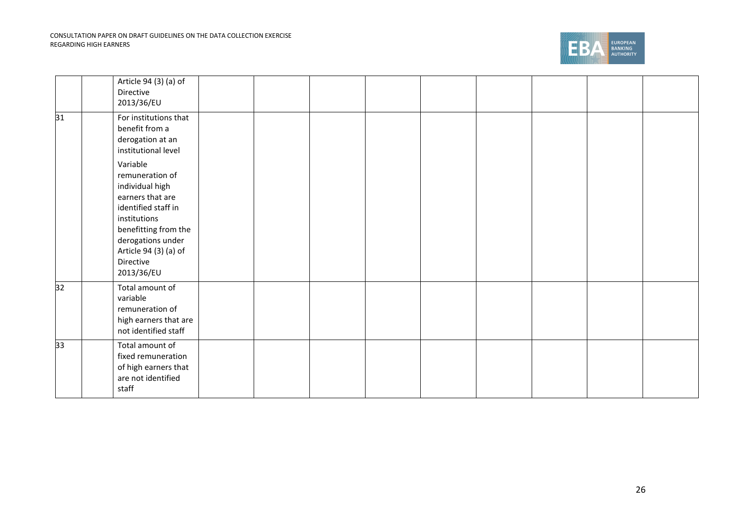| | | | | | | | | | | |
|---|---|---|---|---|---|---|---|---|---|---|
| | | Article 94 (3) (a) of Directive 2013/36/EU | | | | | | | | |
| 31 | | For institutions that benefit from a derogation at an institutional level<br><br>Variable remuneration of individual high earners that are identified staff in institutions benefitting from the derogations under Article 94 (3) (a) of Directive 2013/36/EU | | | | | | | | |
| 32 | | Total amount of variable remuneration of high earners that are not identified staff | | | | | | | | |
| 33 | | Total amount of fixed remuneration of high earners that are not identified staff | | | | | | | | |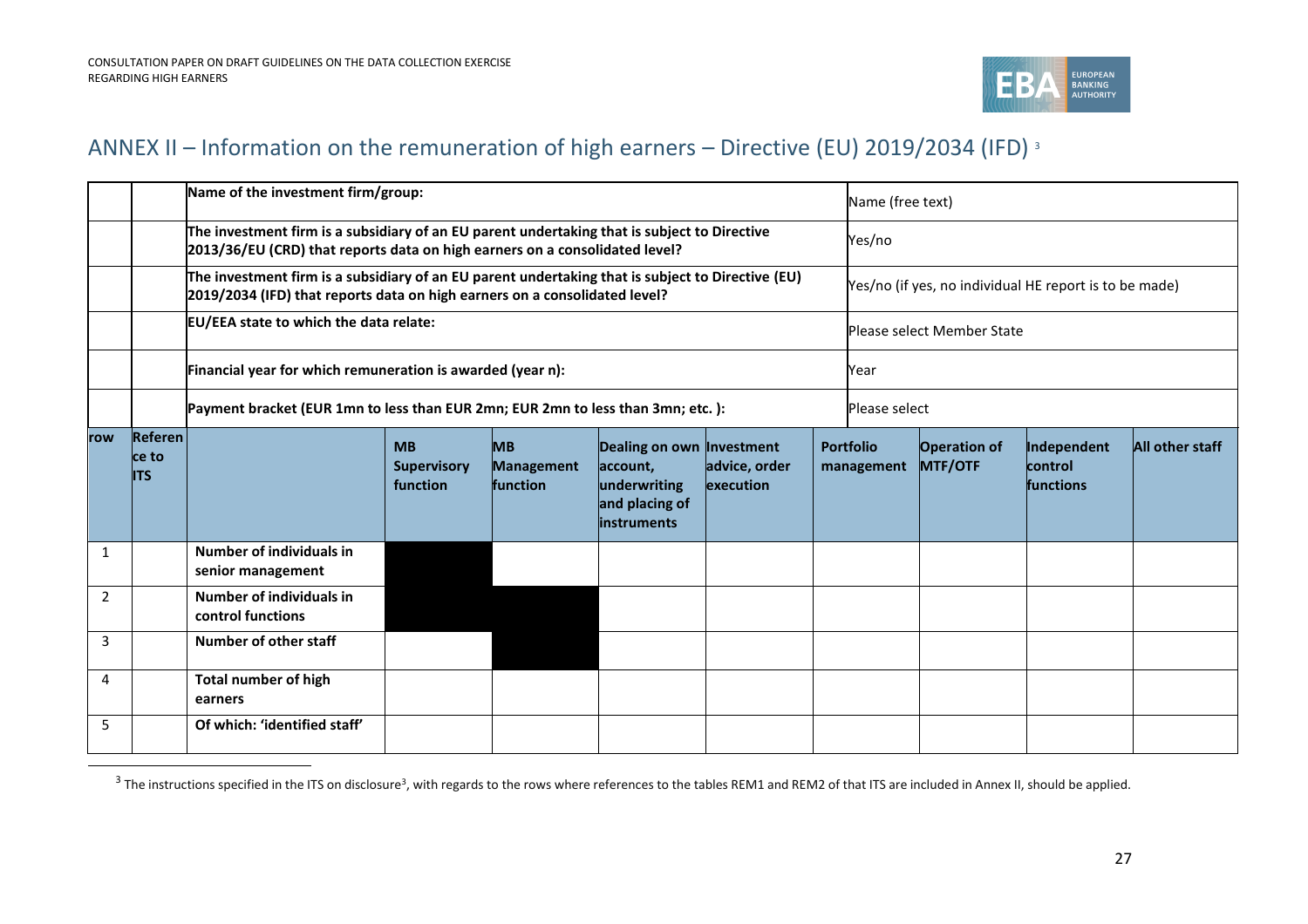## ANNEX II – Information on the remuneration of high earners – Directive (EU) 2019/2034 (IFD) [3]

| | | Name of the investment firm/group: | | | | | Name (free text) | | | |
|---|---|---|---|---|---|---|---|---|---|---|
| | | The investment firm is a subsidiary of an EU parent undertaking that is subject to Directive 2013/36/EU (CRD) that reports data on high earners on a consolidated level? | | | | | Yes/no | | | |
| | | The investment firm is a subsidiary of an EU parent undertaking that is subject to Directive (EU) 2019/2034 (IFD) that reports data on high earners on a consolidated level? | | | | | Yes/no (if yes, no individual HE report is to be made) | | | |
| | | EU/EEA state to which the data relate: | | | | | Please select Member State | | | |
| | | Financial year for which remuneration is awarded (year n): | | | | | Year | | | |
| | | Payment bracket (EUR 1mn to less than EUR 2mn; EUR 2mn to less than 3mn; etc. ): | | | | | Please select | | | |
| **row** | **Reference to ITS** | | **MB Supervisory function** | **MB Management function** | **Dealing on own account, underwriting and placing of instruments** | **Investment advice, order execution** | **Portfolio management** | **Operation of MTF/OTF** | **Independent control functions** | **All other staff** |
| 1 | | **Number of individuals in senior management** | (blacked out) | | | | | | | |
| 2 | | **Number of individuals in control functions** | (blacked out) | (blacked out) | | | | | | |
| 3 | | **Number of other staff** | | (blacked out) | | | | | | |
| 4 | | **Total number of high earners** | | | | | | | | |
| 5 | | **Of which: 'identified staff'** | | | | | | | | |

[3] The instructions specified in the ITS on disclosure[3], with regards to the rows where references to the tables REM1 and REM2 of that ITS are included in Annex II, should be applied.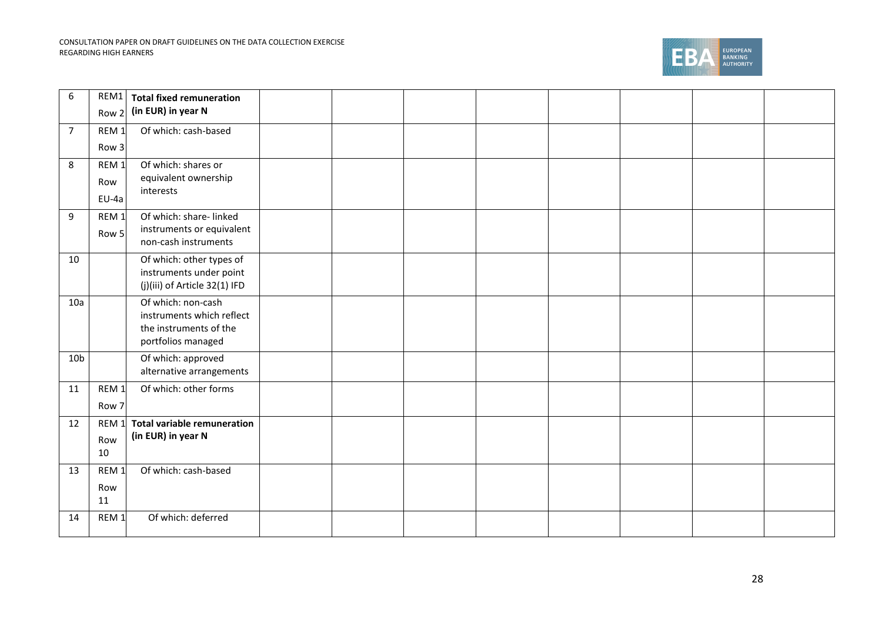| 6 | REM1 Row 2 | **Total fixed remuneration (in EUR) in year N** | | | | | | | |
|---|---|---|---|---|---|---|---|---|---|
| 7 | REM 1 Row 3 | Of which: cash-based | | | | | | | |
| 8 | REM 1 Row EU-4a | Of which: shares or equivalent ownership interests | | | | | | | |
| 9 | REM 1 Row 5 | Of which: share- linked instruments or equivalent non-cash instruments | | | | | | | |
| 10 | | Of which: other types of instruments under point (j)(iii) of Article 32(1) IFD | | | | | | | |
| 10a | | Of which: non-cash instruments which reflect the instruments of the portfolios managed | | | | | | | |
| 10b | | Of which: approved alternative arrangements | | | | | | | |
| 11 | REM 1 Row 7 | Of which: other forms | | | | | | | |
| 12 | REM 1 Row 10 | **Total variable remuneration (in EUR) in year N** | | | | | | | |
| 13 | REM 1 Row 11 | Of which: cash-based | | | | | | | |
| 14 | REM 1 | Of which: deferred | | | | | | | |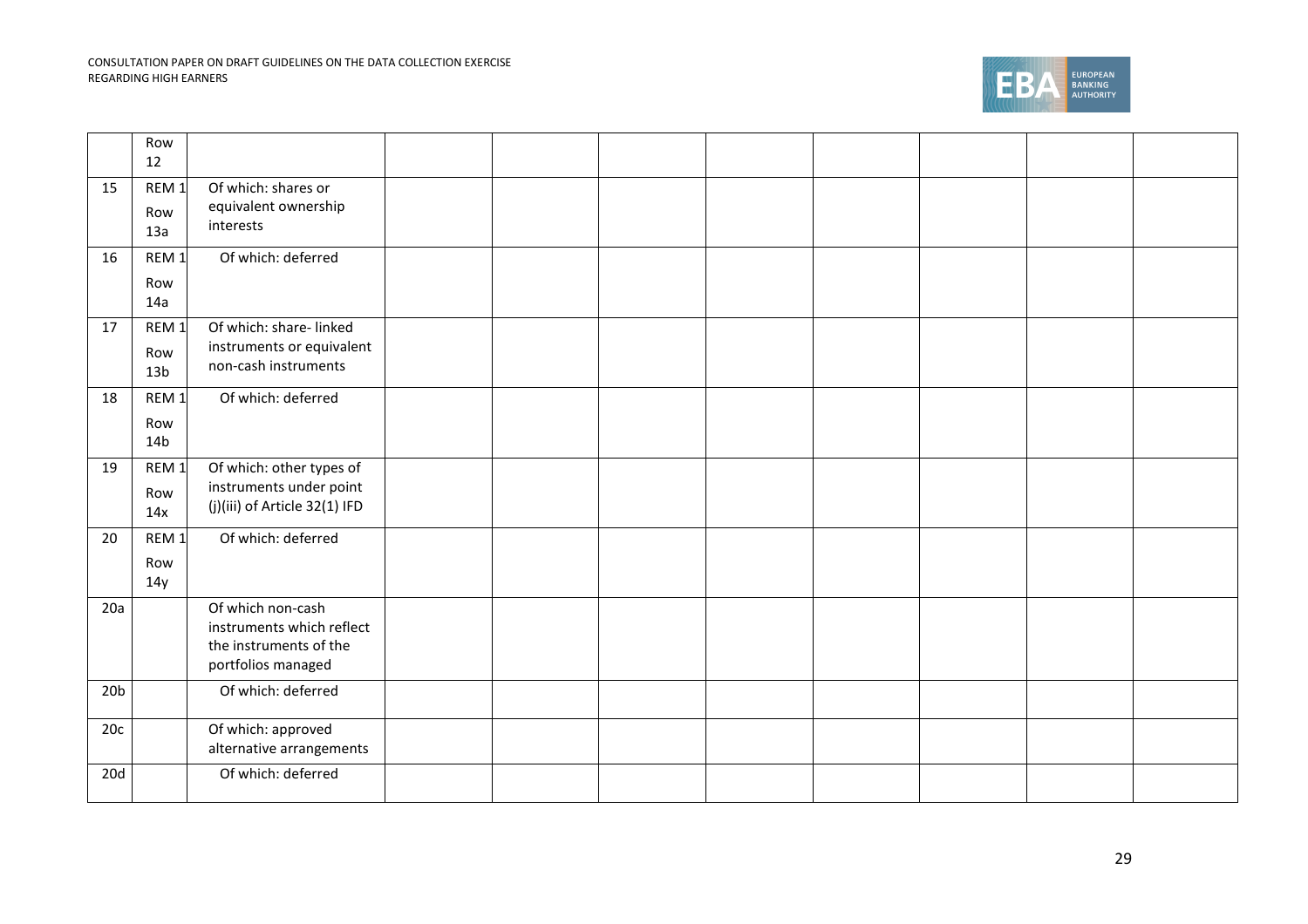| | | | | | | | | | | |
|---|---|---|---|---|---|---|---|---|---|---|
| | Row 12 | | | | | | | | | |
| 15 | REM 1 Row 13a | Of which: shares or equivalent ownership interests | | | | | | | | |
| 16 | REM 1 Row 14a | Of which: deferred | | | | | | | | |
| 17 | REM 1 Row 13b | Of which: share- linked instruments or equivalent non-cash instruments | | | | | | | | |
| 18 | REM 1 Row 14b | Of which: deferred | | | | | | | | |
| 19 | REM 1 Row 14x | Of which: other types of instruments under point (j)(iii) of Article 32(1) IFD | | | | | | | | |
| 20 | REM 1 Row 14y | Of which: deferred | | | | | | | | |
| 20a | | Of which non-cash instruments which reflect the instruments of the portfolios managed | | | | | | | | |
| 20b | | Of which: deferred | | | | | | | | |
| 20c | | Of which: approved alternative arrangements | | | | | | | | |
| 20d | | Of which: deferred | | | | | | | | |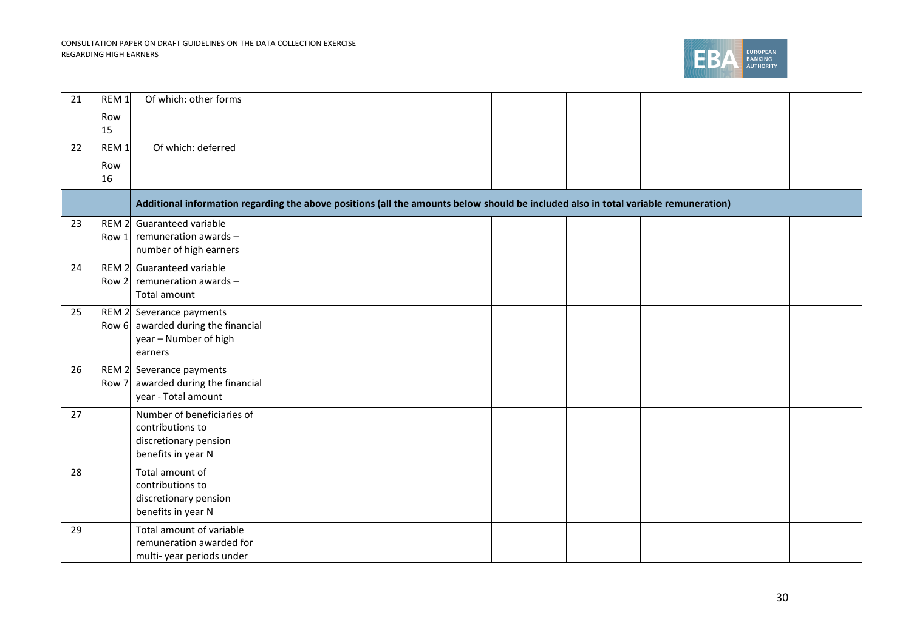| | | | | | | | | | | |
|---|---|---|---|---|---|---|---|---|---|---|
| 21 | REM 1 Row 15 | Of which: other forms | | | | | | | | |
| 22 | REM 1 Row 16 | Of which: deferred | | | | | | | | |
| | | **Additional information regarding the above positions (all the amounts below should be included also in total variable remuneration)** | | | | | | | | |
| 23 | REM 2 Row 1 | Guaranteed variable remuneration awards – number of high earners | | | | | | | | |
| 24 | REM 2 Row 2 | Guaranteed variable remuneration awards – Total amount | | | | | | | | |
| 25 | REM 2 Row 6 | Severance payments awarded during the financial year – Number of high earners | | | | | | | | |
| 26 | REM 2 Row 7 | Severance payments awarded during the financial year - Total amount | | | | | | | | |
| 27 | | Number of beneficiaries of contributions to discretionary pension benefits in year N | | | | | | | | |
| 28 | | Total amount of contributions to discretionary pension benefits in year N | | | | | | | | |
| 29 | | Total amount of variable remuneration awarded for multi- year periods under | | | | | | | | |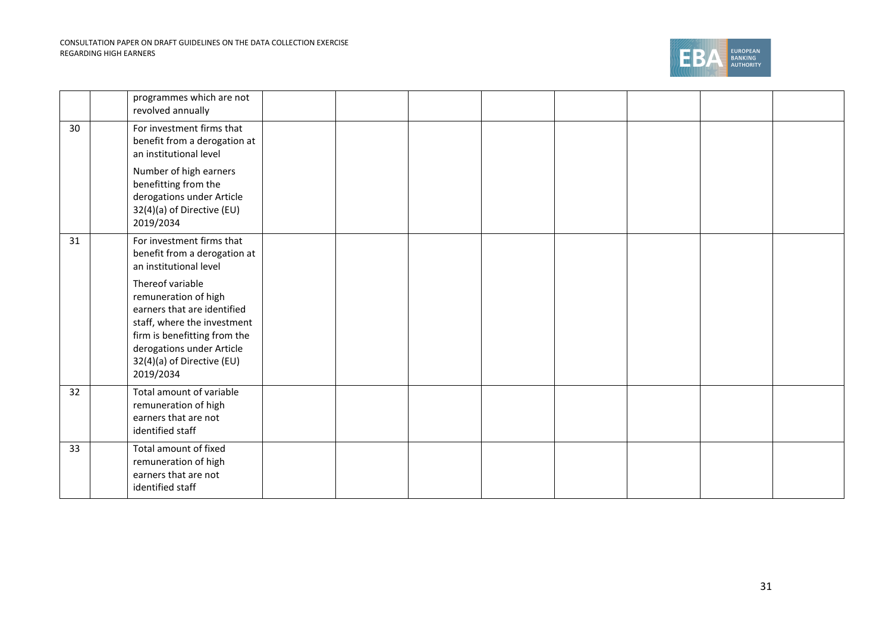| | | | | | | | | | | |
|---|---|---|---|---|---|---|---|---|---|---|
| | | programmes which are not revolved annually | | | | | | | | |
| 30 | | For investment firms that benefit from a derogation at an institutional level<br><br>Number of high earners benefitting from the derogations under Article 32(4)(a) of Directive (EU) 2019/2034 | | | | | | | | |
| 31 | | For investment firms that benefit from a derogation at an institutional level<br><br>Thereof variable remuneration of high earners that are identified staff, where the investment firm is benefitting from the derogations under Article 32(4)(a) of Directive (EU) 2019/2034 | | | | | | | | |
| 32 | | Total amount of variable remuneration of high earners that are not identified staff | | | | | | | | |
| 33 | | Total amount of fixed remuneration of high earners that are not identified staff | | | | | | | | |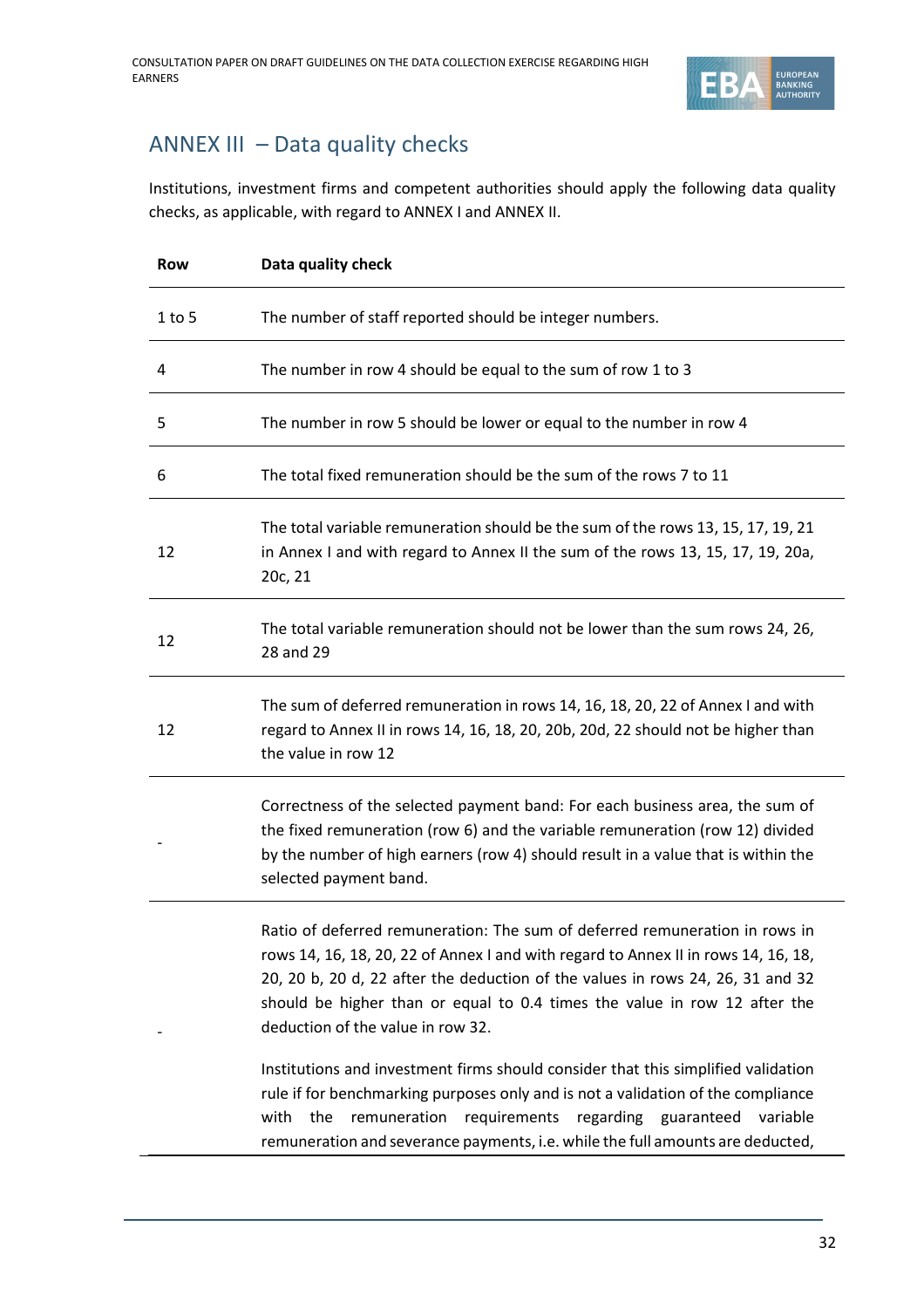## ANNEX III – Data quality checks

Institutions, investment firms and competent authorities should apply the following data quality checks, as applicable, with regard to ANNEX I and ANNEX II.

| Row | Data quality check |
|---|---|
| 1 to 5 | The number of staff reported should be integer numbers. |
| 4 | The number in row 4 should be equal to the sum of row 1 to 3 |
| 5 | The number in row 5 should be lower or equal to the number in row 4 |
| 6 | The total fixed remuneration should be the sum of the rows 7 to 11 |
| 12 | The total variable remuneration should be the sum of the rows 13, 15, 17, 19, 21 in Annex I and with regard to Annex II the sum of the rows 13, 15, 17, 19, 20a, 20c, 21 |
| 12 | The total variable remuneration should not be lower than the sum rows 24, 26, 28 and 29 |
| 12 | The sum of deferred remuneration in rows 14, 16, 18, 20, 22 of Annex I and with regard to Annex II in rows 14, 16, 18, 20, 20b, 20d, 22 should not be higher than the value in row 12 |
| - | Correctness of the selected payment band: For each business area, the sum of the fixed remuneration (row 6) and the variable remuneration (row 12) divided by the number of high earners (row 4) should result in a value that is within the selected payment band. |
| - | Ratio of deferred remuneration: The sum of deferred remuneration in rows in rows 14, 16, 18, 20, 22 of Annex I and with regard to Annex II in rows 14, 16, 18, 20, 20 b, 20 d, 22 after the deduction of the values in rows 24, 26, 31 and 32 should be higher than or equal to 0.4 times the value in row 12 after the deduction of the value in row 32.<br><br>Institutions and investment firms should consider that this simplified validation rule if for benchmarking purposes only and is not a validation of the compliance with the remuneration requirements regarding guaranteed variable remuneration and severance payments, i.e. while the full amounts are deducted, |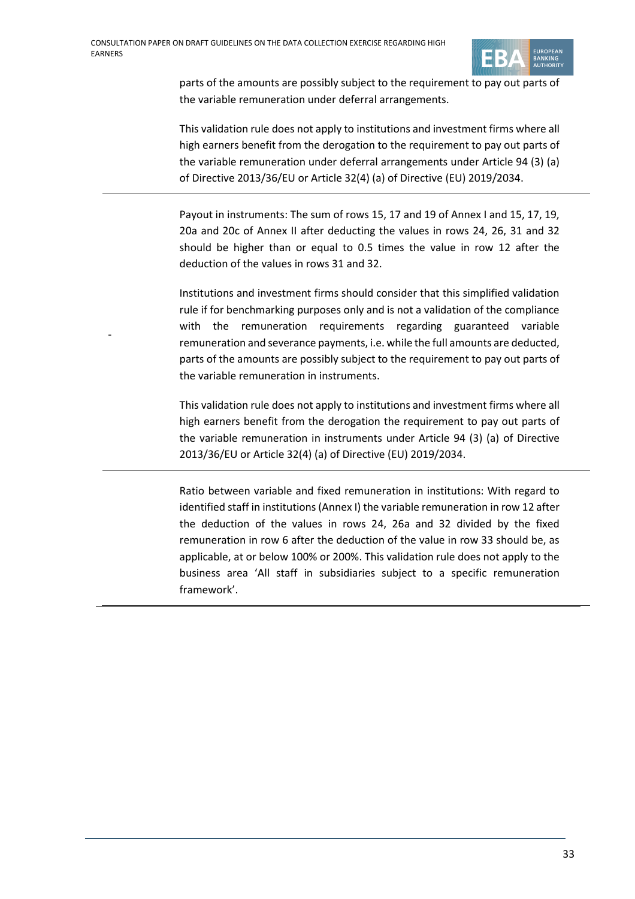| | |
|---|---|
| | parts of the amounts are possibly subject to the requirement to pay out parts of the variable remuneration under deferral arrangements.<br><br>This validation rule does not apply to institutions and investment firms where all high earners benefit from the derogation to the requirement to pay out parts of the variable remuneration under deferral arrangements under Article 94 (3) (a) of Directive 2013/36/EU or Article 32(4) (a) of Directive (EU) 2019/2034. |
| - | Payout in instruments: The sum of rows 15, 17 and 19 of Annex I and 15, 17, 19, 20a and 20c of Annex II after deducting the values in rows 24, 26, 31 and 32 should be higher than or equal to 0.5 times the value in row 12 after the deduction of the values in rows 31 and 32.<br><br>Institutions and investment firms should consider that this simplified validation rule if for benchmarking purposes only and is not a validation of the compliance with the remuneration requirements regarding guaranteed variable remuneration and severance payments, i.e. while the full amounts are deducted, parts of the amounts are possibly subject to the requirement to pay out parts of the variable remuneration in instruments.<br><br>This validation rule does not apply to institutions and investment firms where all high earners benefit from the derogation the requirement to pay out parts of the variable remuneration in instruments under Article 94 (3) (a) of Directive 2013/36/EU or Article 32(4) (a) of Directive (EU) 2019/2034. |
| | Ratio between variable and fixed remuneration in institutions: With regard to identified staff in institutions (Annex I) the variable remuneration in row 12 after the deduction of the values in rows 24, 26a and 32 divided by the fixed remuneration in row 6 after the deduction of the value in row 33 should be, as applicable, at or below 100% or 200%. This validation rule does not apply to the business area 'All staff in subsidiaries subject to a specific remuneration framework'. |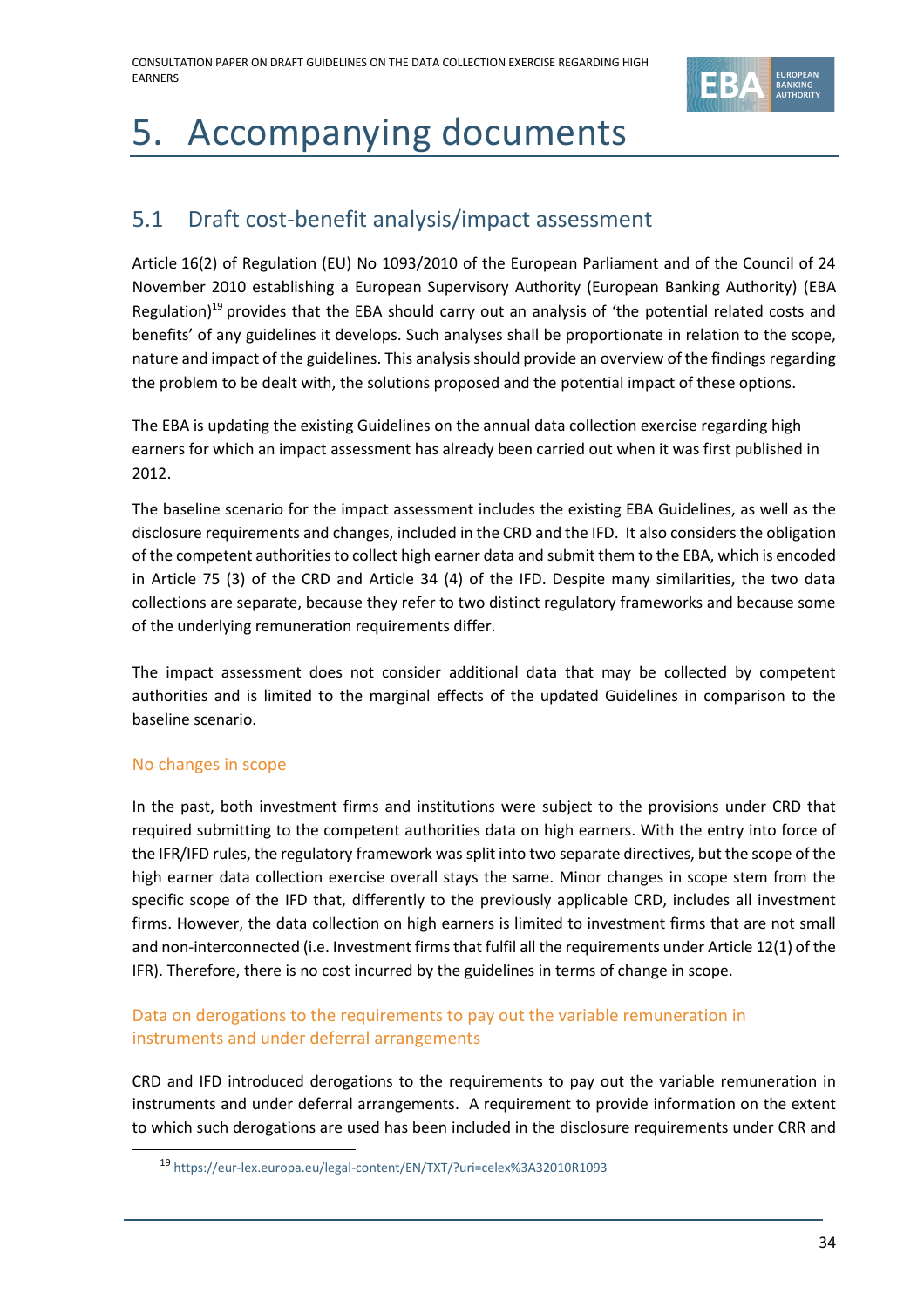# 5. Accompanying documents

## 5.1 Draft cost-benefit analysis/impact assessment

Article 16(2) of Regulation (EU) No 1093/2010 of the European Parliament and of the Council of 24 November 2010 establishing a European Supervisory Authority (European Banking Authority) (EBA Regulation)[19] provides that the EBA should carry out an analysis of 'the potential related costs and benefits' of any guidelines it develops. Such analyses shall be proportionate in relation to the scope, nature and impact of the guidelines. This analysis should provide an overview of the findings regarding the problem to be dealt with, the solutions proposed and the potential impact of these options.

The EBA is updating the existing Guidelines on the annual data collection exercise regarding high earners for which an impact assessment has already been carried out when it was first published in 2012.

The baseline scenario for the impact assessment includes the existing EBA Guidelines, as well as the disclosure requirements and changes, included in the CRD and the IFD. It also considers the obligation of the competent authorities to collect high earner data and submit them to the EBA, which is encoded in Article 75 (3) of the CRD and Article 34 (4) of the IFD. Despite many similarities, the two data collections are separate, because they refer to two distinct regulatory frameworks and because some of the underlying remuneration requirements differ.

The impact assessment does not consider additional data that may be collected by competent authorities and is limited to the marginal effects of the updated Guidelines in comparison to the baseline scenario.

### No changes in scope

In the past, both investment firms and institutions were subject to the provisions under CRD that required submitting to the competent authorities data on high earners. With the entry into force of the IFR/IFD rules, the regulatory framework was split into two separate directives, but the scope of the high earner data collection exercise overall stays the same. Minor changes in scope stem from the specific scope of the IFD that, differently to the previously applicable CRD, includes all investment firms. However, the data collection on high earners is limited to investment firms that are not small and non-interconnected (i.e. Investment firms that fulfil all the requirements under Article 12(1) of the IFR). Therefore, there is no cost incurred by the guidelines in terms of change in scope.

### Data on derogations to the requirements to pay out the variable remuneration in instruments and under deferral arrangements

CRD and IFD introduced derogations to the requirements to pay out the variable remuneration in instruments and under deferral arrangements. A requirement to provide information on the extent to which such derogations are used has been included in the disclosure requirements under CRR and

[19] https://eur-lex.europa.eu/legal-content/EN/TXT/?uri=celex%3A32010R1093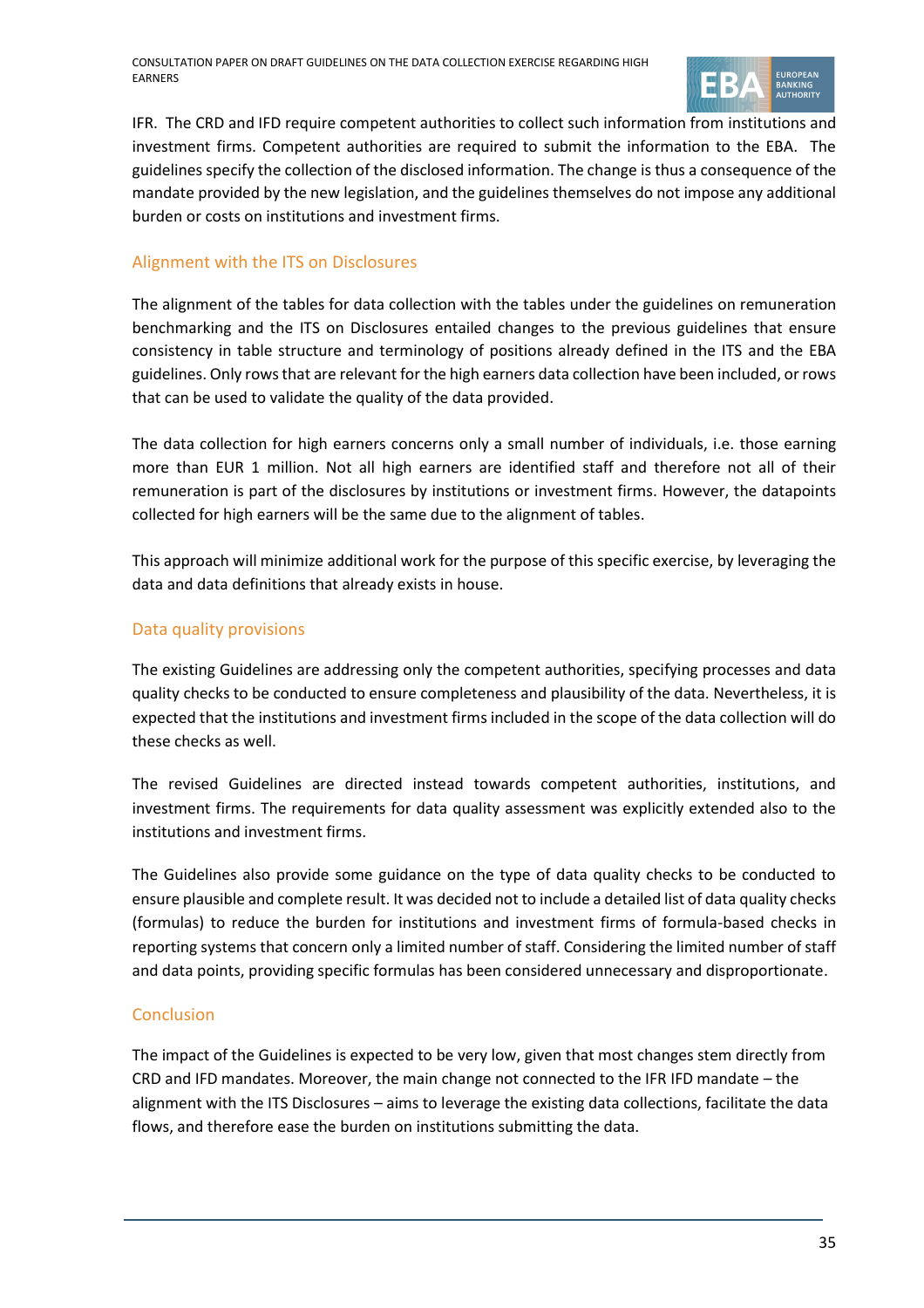IFR. The CRD and IFD require competent authorities to collect such information from institutions and investment firms. Competent authorities are required to submit the information to the EBA. The guidelines specify the collection of the disclosed information. The change is thus a consequence of the mandate provided by the new legislation, and the guidelines themselves do not impose any additional burden or costs on institutions and investment firms.

### Alignment with the ITS on Disclosures

The alignment of the tables for data collection with the tables under the guidelines on remuneration benchmarking and the ITS on Disclosures entailed changes to the previous guidelines that ensure consistency in table structure and terminology of positions already defined in the ITS and the EBA guidelines. Only rows that are relevant for the high earners data collection have been included, or rows that can be used to validate the quality of the data provided.

The data collection for high earners concerns only a small number of individuals, i.e. those earning more than EUR 1 million. Not all high earners are identified staff and therefore not all of their remuneration is part of the disclosures by institutions or investment firms. However, the datapoints collected for high earners will be the same due to the alignment of tables.

This approach will minimize additional work for the purpose of this specific exercise, by leveraging the data and data definitions that already exists in house.

### Data quality provisions

The existing Guidelines are addressing only the competent authorities, specifying processes and data quality checks to be conducted to ensure completeness and plausibility of the data. Nevertheless, it is expected that the institutions and investment firms included in the scope of the data collection will do these checks as well.

The revised Guidelines are directed instead towards competent authorities, institutions, and investment firms. The requirements for data quality assessment was explicitly extended also to the institutions and investment firms.

The Guidelines also provide some guidance on the type of data quality checks to be conducted to ensure plausible and complete result. It was decided not to include a detailed list of data quality checks (formulas) to reduce the burden for institutions and investment firms of formula-based checks in reporting systems that concern only a limited number of staff. Considering the limited number of staff and data points, providing specific formulas has been considered unnecessary and disproportionate.

### Conclusion

The impact of the Guidelines is expected to be very low, given that most changes stem directly from CRD and IFD mandates. Moreover, the main change not connected to the IFR IFD mandate – the alignment with the ITS Disclosures – aims to leverage the existing data collections, facilitate the data flows, and therefore ease the burden on institutions submitting the data.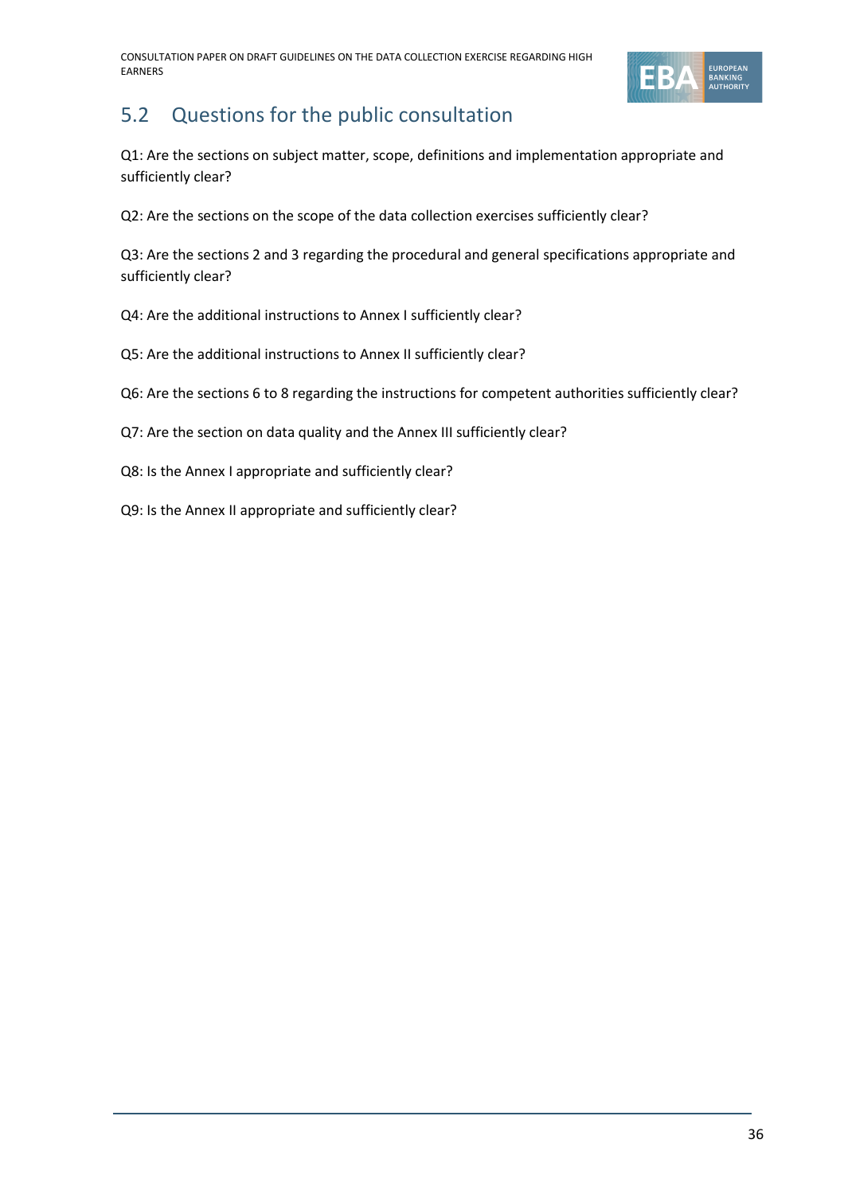## 5.2 Questions for the public consultation

Q1: Are the sections on subject matter, scope, definitions and implementation appropriate and sufficiently clear?

Q2: Are the sections on the scope of the data collection exercises sufficiently clear?

Q3: Are the sections 2 and 3 regarding the procedural and general specifications appropriate and sufficiently clear?

Q4: Are the additional instructions to Annex I sufficiently clear?

Q5: Are the additional instructions to Annex II sufficiently clear?

Q6: Are the sections 6 to 8 regarding the instructions for competent authorities sufficiently clear?

Q7: Are the section on data quality and the Annex III sufficiently clear?

Q8: Is the Annex I appropriate and sufficiently clear?

Q9: Is the Annex II appropriate and sufficiently clear?